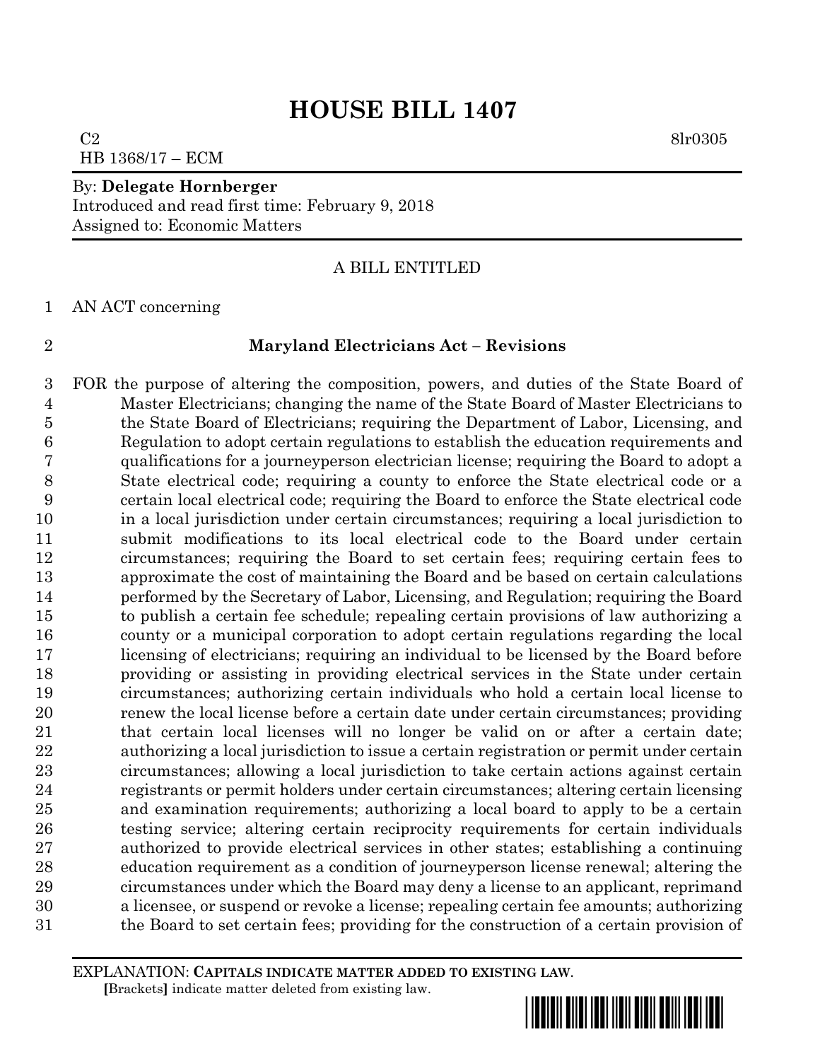# HOUSE BILL 1407

C2 8lr0305
HB 1368/17 – ECM

By: **Delegate Hornberger**
Introduced and read first time: February 9, 2018
Assigned to: Economic Matters

A BILL ENTITLED

1 AN ACT concerning

2 **Maryland Electricians Act – Revisions**

3 FOR the purpose of altering the composition, powers, and duties of the State Board of
4 Master Electricians; changing the name of the State Board of Master Electricians to
5 the State Board of Electricians; requiring the Department of Labor, Licensing, and
6 Regulation to adopt certain regulations to establish the education requirements and
7 qualifications for a journeyperson electrician license; requiring the Board to adopt a
8 State electrical code; requiring a county to enforce the State electrical code or a
9 certain local electrical code; requiring the Board to enforce the State electrical code
10 in a local jurisdiction under certain circumstances; requiring a local jurisdiction to
11 submit modifications to its local electrical code to the Board under certain
12 circumstances; requiring the Board to set certain fees; requiring certain fees to
13 approximate the cost of maintaining the Board and be based on certain calculations
14 performed by the Secretary of Labor, Licensing, and Regulation; requiring the Board
15 to publish a certain fee schedule; repealing certain provisions of law authorizing a
16 county or a municipal corporation to adopt certain regulations regarding the local
17 licensing of electricians; requiring an individual to be licensed by the Board before
18 providing or assisting in providing electrical services in the State under certain
19 circumstances; authorizing certain individuals who hold a certain local license to
20 renew the local license before a certain date under certain circumstances; providing
21 that certain local licenses will no longer be valid on or after a certain date;
22 authorizing a local jurisdiction to issue a certain registration or permit under certain
23 circumstances; allowing a local jurisdiction to take certain actions against certain
24 registrants or permit holders under certain circumstances; altering certain licensing
25 and examination requirements; authorizing a local board to apply to be a certain
26 testing service; altering certain reciprocity requirements for certain individuals
27 authorized to provide electrical services in other states; establishing a continuing
28 education requirement as a condition of journeyperson license renewal; altering the
29 circumstances under which the Board may deny a license to an applicant, reprimand
30 a licensee, or suspend or revoke a license; repealing certain fee amounts; authorizing
31 the Board to set certain fees; providing for the construction of a certain provision of

EXPLANATION: **CAPITALS INDICATE MATTER ADDED TO EXISTING LAW.**
**[**Brackets**]** indicate matter deleted from existing law.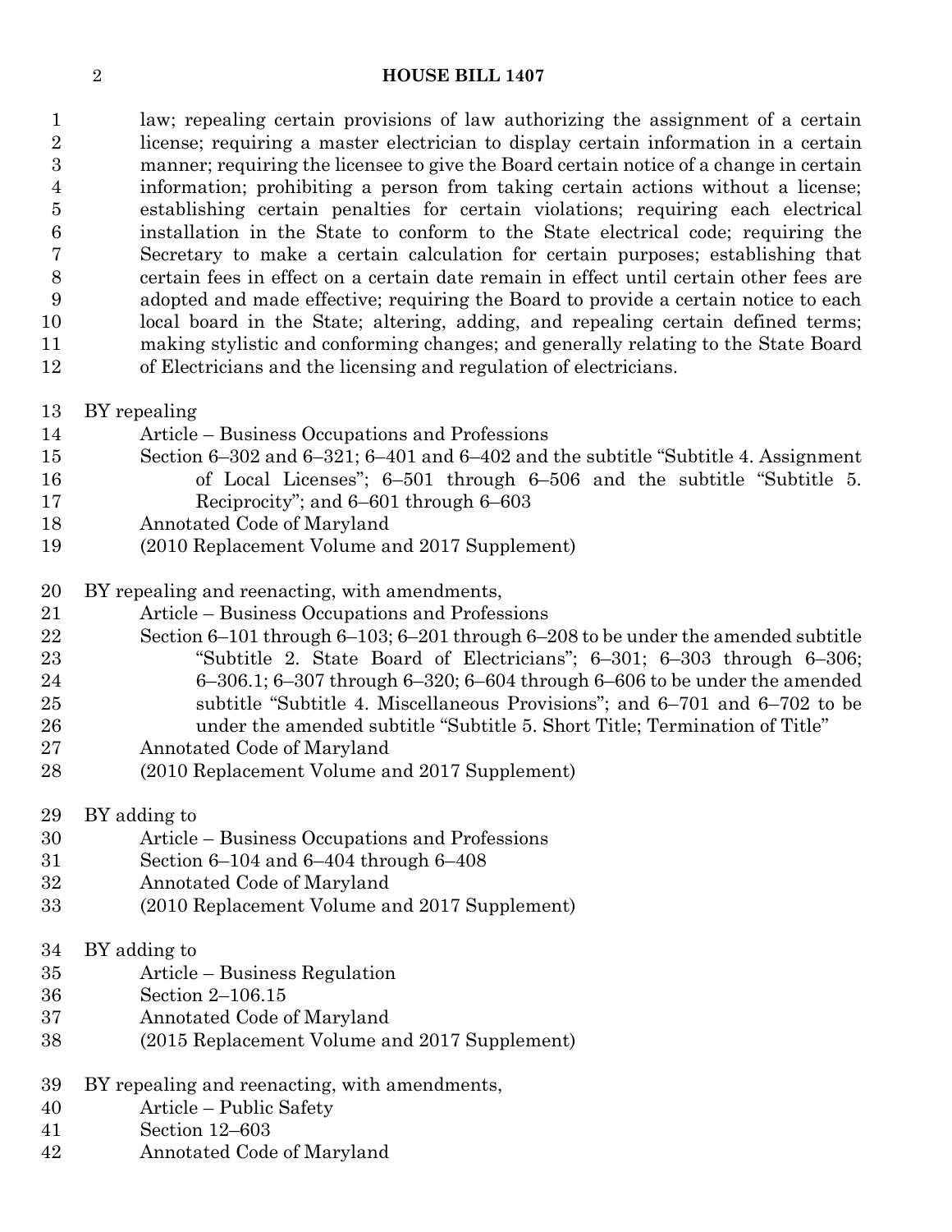law; repealing certain provisions of law authorizing the assignment of a certain license; requiring a master electrician to display certain information in a certain manner; requiring the licensee to give the Board certain notice of a change in certain information; prohibiting a person from taking certain actions without a license; establishing certain penalties for certain violations; requiring each electrical installation in the State to conform to the State electrical code; requiring the Secretary to make a certain calculation for certain purposes; establishing that certain fees in effect on a certain date remain in effect until certain other fees are adopted and made effective; requiring the Board to provide a certain notice to each local board in the State; altering, adding, and repealing certain defined terms; making stylistic and conforming changes; and generally relating to the State Board of Electricians and the licensing and regulation of electricians.

BY repealing

Article – Business Occupations and Professions

Section 6–302 and 6–321; 6–401 and 6–402 and the subtitle "Subtitle 4. Assignment of Local Licenses"; 6–501 through 6–506 and the subtitle "Subtitle 5. Reciprocity"; and 6–601 through 6–603

Annotated Code of Maryland

(2010 Replacement Volume and 2017 Supplement)

BY repealing and reenacting, with amendments,

Article – Business Occupations and Professions

Section 6–101 through 6–103; 6–201 through 6–208 to be under the amended subtitle "Subtitle 2. State Board of Electricians"; 6–301; 6–303 through 6–306; 6–306.1; 6–307 through 6–320; 6–604 through 6–606 to be under the amended subtitle "Subtitle 4. Miscellaneous Provisions"; and 6–701 and 6–702 to be under the amended subtitle "Subtitle 5. Short Title; Termination of Title"

Annotated Code of Maryland

(2010 Replacement Volume and 2017 Supplement)

BY adding to

Article – Business Occupations and Professions

Section 6–104 and 6–404 through 6–408

Annotated Code of Maryland

(2010 Replacement Volume and 2017 Supplement)

BY adding to

Article – Business Regulation

Section 2–106.15

Annotated Code of Maryland

(2015 Replacement Volume and 2017 Supplement)

BY repealing and reenacting, with amendments,

Article – Public Safety

Section 12–603

Annotated Code of Maryland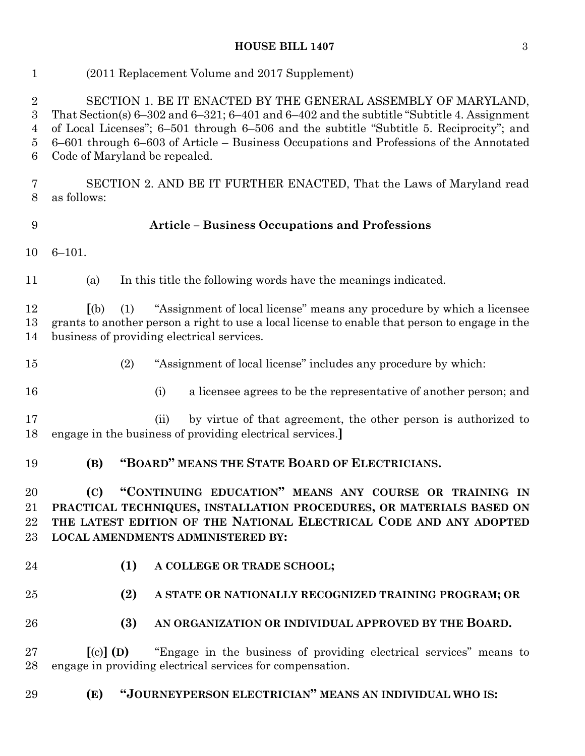(2011 Replacement Volume and 2017 Supplement)

SECTION 1. BE IT ENACTED BY THE GENERAL ASSEMBLY OF MARYLAND, That Section(s) 6–302 and 6–321; 6–401 and 6–402 and the subtitle "Subtitle 4. Assignment of Local Licenses"; 6–501 through 6–506 and the subtitle "Subtitle 5. Reciprocity"; and 6–601 through 6–603 of Article – Business Occupations and Professions of the Annotated Code of Maryland be repealed.

SECTION 2. AND BE IT FURTHER ENACTED, That the Laws of Maryland read as follows:

**Article – Business Occupations and Professions**

6–101.

(a) In this title the following words have the meanings indicated.

**[**(b) (1) "Assignment of local license" means any procedure by which a licensee grants to another person a right to use a local license to enable that person to engage in the business of providing electrical services.

(2) "Assignment of local license" includes any procedure by which:

(i) a licensee agrees to be the representative of another person; and

(ii) by virtue of that agreement, the other person is authorized to engage in the business of providing electrical services.**]**

**(B) "BOARD" MEANS THE STATE BOARD OF ELECTRICIANS.**

**(C) "CONTINUING EDUCATION" MEANS ANY COURSE OR TRAINING IN PRACTICAL TECHNIQUES, INSTALLATION PROCEDURES, OR MATERIALS BASED ON THE LATEST EDITION OF THE NATIONAL ELECTRICAL CODE AND ANY ADOPTED LOCAL AMENDMENTS ADMINISTERED BY:**

**(1) A COLLEGE OR TRADE SCHOOL;**

**(2) A STATE OR NATIONALLY RECOGNIZED TRAINING PROGRAM; OR**

**(3) AN ORGANIZATION OR INDIVIDUAL APPROVED BY THE BOARD.**

**[**(c)**] (D)** "Engage in the business of providing electrical services" means to engage in providing electrical services for compensation.

**(E) "JOURNEYPERSON ELECTRICIAN" MEANS AN INDIVIDUAL WHO IS:**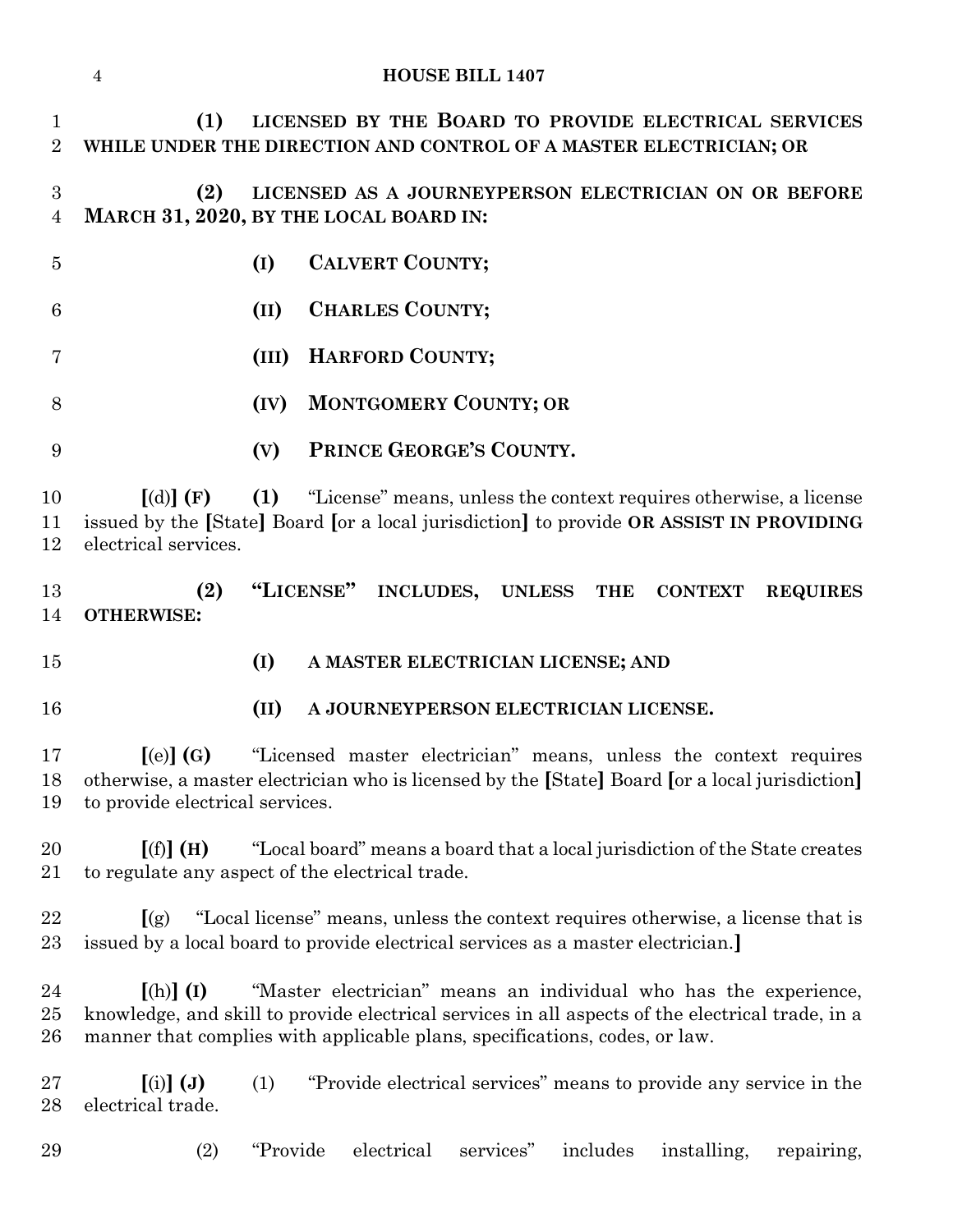**(1) LICENSED BY THE BOARD TO PROVIDE ELECTRICAL SERVICES WHILE UNDER THE DIRECTION AND CONTROL OF A MASTER ELECTRICIAN; OR**

**(2) LICENSED AS A JOURNEYPERSON ELECTRICIAN ON OR BEFORE MARCH 31, 2020, BY THE LOCAL BOARD IN:**

**(I) CALVERT COUNTY;**

**(II) CHARLES COUNTY;**

**(III) HARFORD COUNTY;**

**(IV) MONTGOMERY COUNTY; OR**

**(V) PRINCE GEORGE'S COUNTY.**

**[**(d)**] (F) (1)** "License" means, unless the context requires otherwise, a license issued by the **[**State**]** Board **[**or a local jurisdiction**]** to provide **OR ASSIST IN PROVIDING** electrical services.

**(2) "LICENSE" INCLUDES, UNLESS THE CONTEXT REQUIRES OTHERWISE:**

**(I) A MASTER ELECTRICIAN LICENSE; AND**

**(II) A JOURNEYPERSON ELECTRICIAN LICENSE.**

**[**(e)**] (G)** "Licensed master electrician" means, unless the context requires otherwise, a master electrician who is licensed by the **[**State**]** Board **[**or a local jurisdiction**]** to provide electrical services.

**[**(f)**] (H)** "Local board" means a board that a local jurisdiction of the State creates to regulate any aspect of the electrical trade.

**[**(g) "Local license" means, unless the context requires otherwise, a license that is issued by a local board to provide electrical services as a master electrician.**]**

**[**(h)**] (I)** "Master electrician" means an individual who has the experience, knowledge, and skill to provide electrical services in all aspects of the electrical trade, in a manner that complies with applicable plans, specifications, codes, or law.

**[**(i)**] (J)** (1) "Provide electrical services" means to provide any service in the electrical trade.

(2) "Provide electrical services" includes installing, repairing,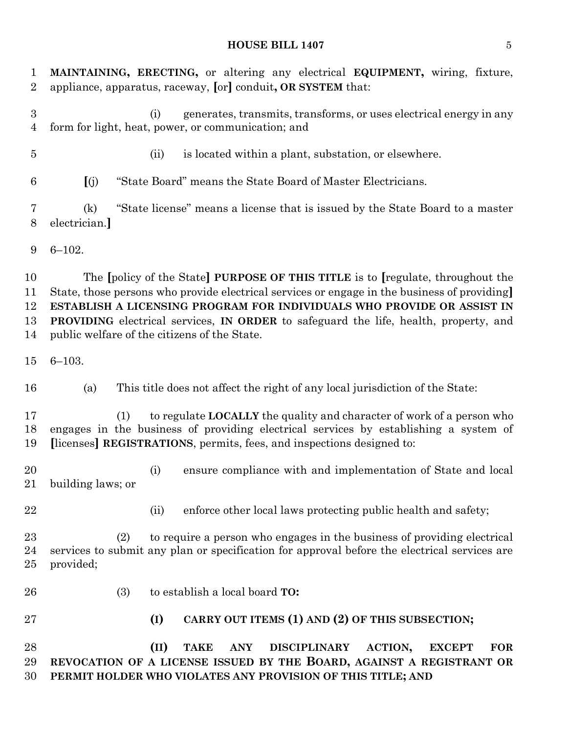**MAINTAINING, ERECTING,** or altering any electrical **EQUIPMENT,** wiring, fixture, appliance, apparatus, raceway, [or] conduit**, OR SYSTEM** that:

(i) generates, transmits, transforms, or uses electrical energy in any form for light, heat, power, or communication; and

(ii) is located within a plant, substation, or elsewhere.

[(j) "State Board" means the State Board of Master Electricians.

(k) "State license" means a license that is issued by the State Board to a master electrician.]

6–102.

The [policy of the State] **PURPOSE OF THIS TITLE** is to [regulate, throughout the State, those persons who provide electrical services or engage in the business of providing] **ESTABLISH A LICENSING PROGRAM FOR INDIVIDUALS WHO PROVIDE OR ASSIST IN PROVIDING** electrical services, **IN ORDER** to safeguard the life, health, property, and public welfare of the citizens of the State.

6–103.

(a) This title does not affect the right of any local jurisdiction of the State:

(1) to regulate **LOCALLY** the quality and character of work of a person who engages in the business of providing electrical services by establishing a system of [licenses] **REGISTRATIONS**, permits, fees, and inspections designed to:

(i) ensure compliance with and implementation of State and local building laws; or

(ii) enforce other local laws protecting public health and safety;

(2) to require a person who engages in the business of providing electrical services to submit any plan or specification for approval before the electrical services are provided;

(3) to establish a local board **TO:**

**(I) CARRY OUT ITEMS (1) AND (2) OF THIS SUBSECTION;**

**(II) TAKE ANY DISCIPLINARY ACTION, EXCEPT FOR REVOCATION OF A LICENSE ISSUED BY THE BOARD, AGAINST A REGISTRANT OR PERMIT HOLDER WHO VIOLATES ANY PROVISION OF THIS TITLE; AND**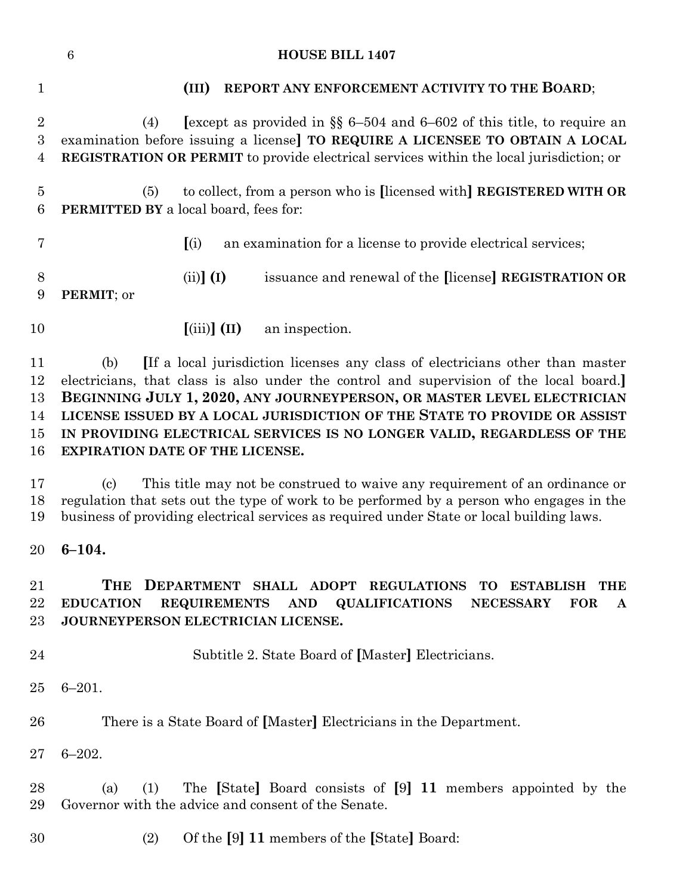(III) **REPORT ANY ENFORCEMENT ACTIVITY TO THE BOARD**;

(4) [except as provided in §§ 6–504 and 6–602 of this title, to require an examination before issuing a license] **TO REQUIRE A LICENSEE TO OBTAIN A LOCAL REGISTRATION OR PERMIT** to provide electrical services within the local jurisdiction; or

(5) to collect, from a person who is [licensed with] **REGISTERED WITH OR PERMITTED BY** a local board, fees for:

[(i) an examination for a license to provide electrical services;

(ii)] **(I)** issuance and renewal of the [license] **REGISTRATION OR PERMIT**; or

[(iii)] **(II)** an inspection.

(b) [If a local jurisdiction licenses any class of electricians other than master electricians, that class is also under the control and supervision of the local board.] **BEGINNING JULY 1, 2020, ANY JOURNEYPERSON, OR MASTER LEVEL ELECTRICIAN LICENSE ISSUED BY A LOCAL JURISDICTION OF THE STATE TO PROVIDE OR ASSIST IN PROVIDING ELECTRICAL SERVICES IS NO LONGER VALID, REGARDLESS OF THE EXPIRATION DATE OF THE LICENSE.**

(c) This title may not be construed to waive any requirement of an ordinance or regulation that sets out the type of work to be performed by a person who engages in the business of providing electrical services as required under State or local building laws.

**6–104.**

**THE DEPARTMENT SHALL ADOPT REGULATIONS TO ESTABLISH THE EDUCATION REQUIREMENTS AND QUALIFICATIONS NECESSARY FOR A JOURNEYPERSON ELECTRICIAN LICENSE.**

Subtitle 2. State Board of [Master] Electricians.

6–201.

There is a State Board of [Master] Electricians in the Department.

6–202.

(a) (1) The [State] Board consists of [9] **11** members appointed by the Governor with the advice and consent of the Senate.

(2) Of the [9] **11** members of the [State] Board: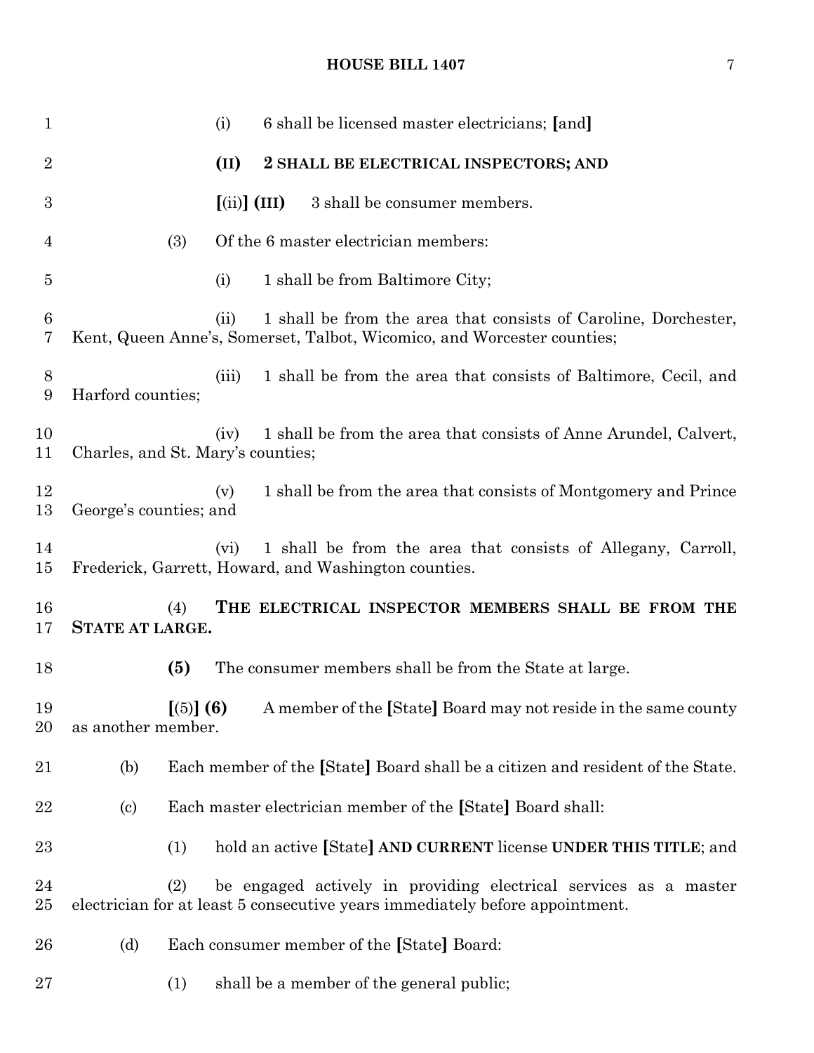(i) 6 shall be licensed master electricians; [and]

**(II) 2 SHALL BE ELECTRICAL INSPECTORS; AND**

[(ii)] **(III)** 3 shall be consumer members.

(3) Of the 6 master electrician members:

(i) 1 shall be from Baltimore City;

(ii) 1 shall be from the area that consists of Caroline, Dorchester, Kent, Queen Anne's, Somerset, Talbot, Wicomico, and Worcester counties;

(iii) 1 shall be from the area that consists of Baltimore, Cecil, and Harford counties;

(iv) 1 shall be from the area that consists of Anne Arundel, Calvert, Charles, and St. Mary's counties;

(v) 1 shall be from the area that consists of Montgomery and Prince George's counties; and

(vi) 1 shall be from the area that consists of Allegany, Carroll, Frederick, Garrett, Howard, and Washington counties.

(4) **THE ELECTRICAL INSPECTOR MEMBERS SHALL BE FROM THE STATE AT LARGE.**

**(5)** The consumer members shall be from the State at large.

[(5)] **(6)** A member of the [State] Board may not reside in the same county as another member.

(b) Each member of the [State] Board shall be a citizen and resident of the State.

(c) Each master electrician member of the [State] Board shall:

(1) hold an active [State] **AND CURRENT** license **UNDER THIS TITLE**; and

(2) be engaged actively in providing electrical services as a master electrician for at least 5 consecutive years immediately before appointment.

(d) Each consumer member of the [State] Board:

(1) shall be a member of the general public;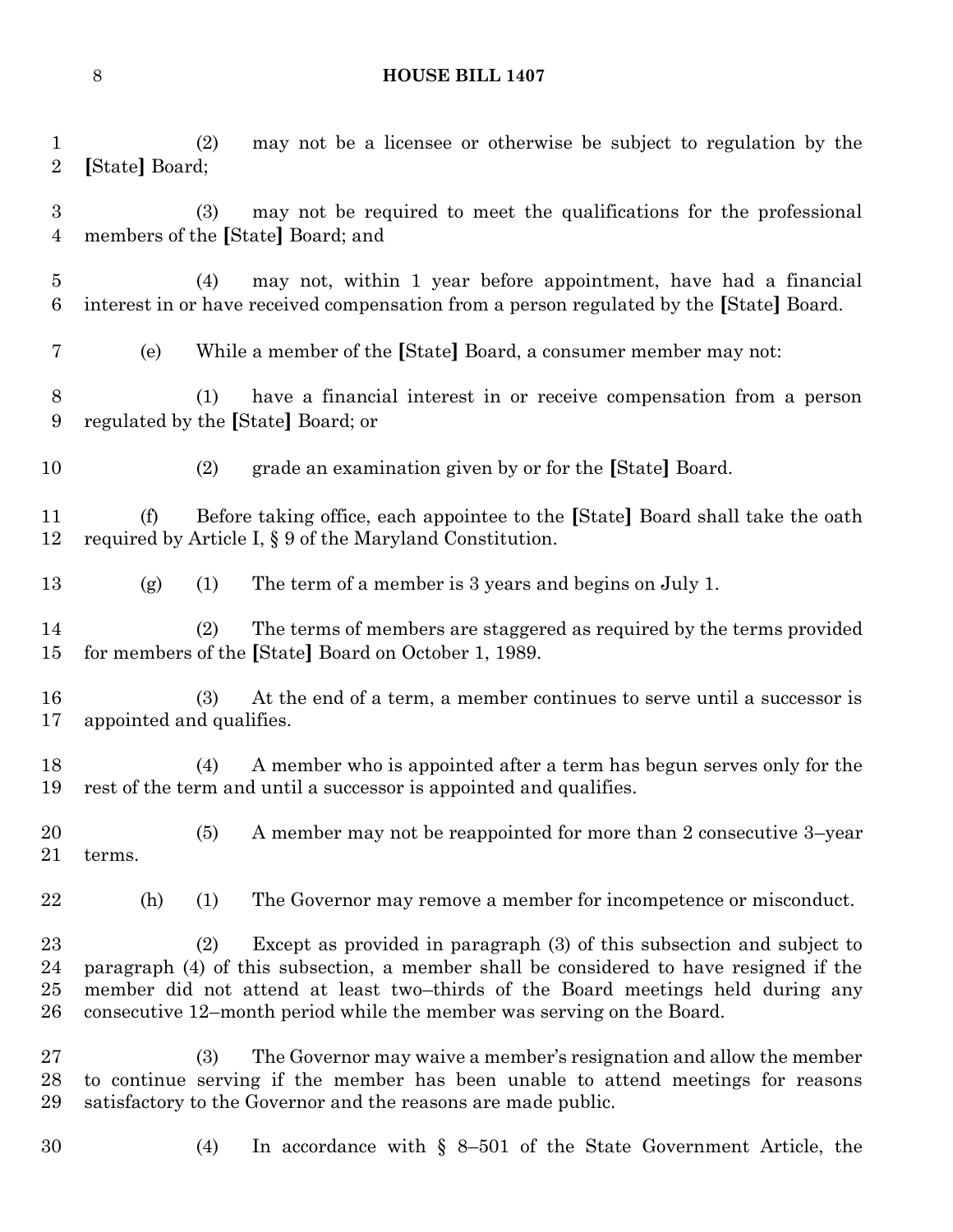(2) may not be a licensee or otherwise be subject to regulation by the [State] Board;

(3) may not be required to meet the qualifications for the professional members of the [State] Board; and

(4) may not, within 1 year before appointment, have had a financial interest in or have received compensation from a person regulated by the [State] Board.

(e) While a member of the [State] Board, a consumer member may not:

(1) have a financial interest in or receive compensation from a person regulated by the [State] Board; or

(2) grade an examination given by or for the [State] Board.

(f) Before taking office, each appointee to the [State] Board shall take the oath required by Article I, § 9 of the Maryland Constitution.

(g) (1) The term of a member is 3 years and begins on July 1.

(2) The terms of members are staggered as required by the terms provided for members of the [State] Board on October 1, 1989.

(3) At the end of a term, a member continues to serve until a successor is appointed and qualifies.

(4) A member who is appointed after a term has begun serves only for the rest of the term and until a successor is appointed and qualifies.

(5) A member may not be reappointed for more than 2 consecutive 3–year terms.

(h) (1) The Governor may remove a member for incompetence or misconduct.

(2) Except as provided in paragraph (3) of this subsection and subject to paragraph (4) of this subsection, a member shall be considered to have resigned if the member did not attend at least two–thirds of the Board meetings held during any consecutive 12–month period while the member was serving on the Board.

(3) The Governor may waive a member's resignation and allow the member to continue serving if the member has been unable to attend meetings for reasons satisfactory to the Governor and the reasons are made public.

(4) In accordance with § 8–501 of the State Government Article, the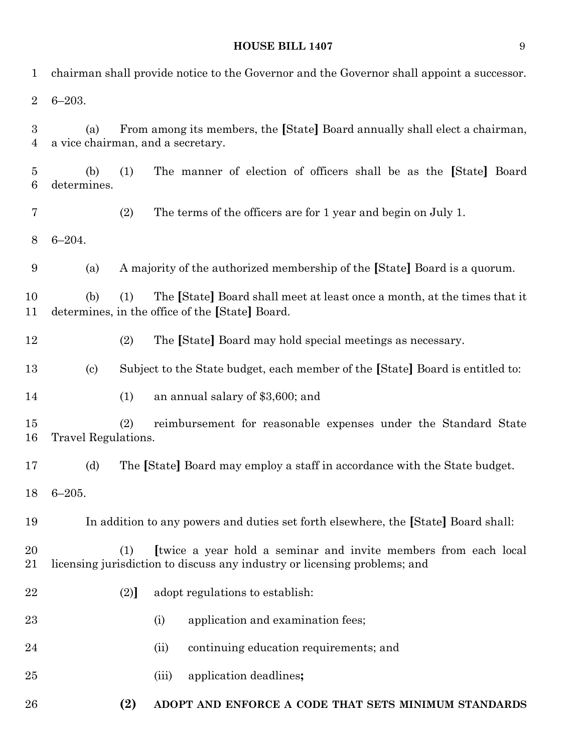chairman shall provide notice to the Governor and the Governor shall appoint a successor.

6–203.

(a) From among its members, the [State] Board annually shall elect a chairman, a vice chairman, and a secretary.

(b) (1) The manner of election of officers shall be as the [State] Board determines.

(2) The terms of the officers are for 1 year and begin on July 1.

6–204.

(a) A majority of the authorized membership of the [State] Board is a quorum.

(b) (1) The [State] Board shall meet at least once a month, at the times that it determines, in the office of the [State] Board.

(2) The [State] Board may hold special meetings as necessary.

(c) Subject to the State budget, each member of the [State] Board is entitled to:

(1) an annual salary of $3,600; and

(2) reimbursement for reasonable expenses under the Standard State Travel Regulations.

(d) The [State] Board may employ a staff in accordance with the State budget.

6–205.

In addition to any powers and duties set forth elsewhere, the [State] Board shall:

(1) [twice a year hold a seminar and invite members from each local licensing jurisdiction to discuss any industry or licensing problems; and

(2)] adopt regulations to establish:

(i) application and examination fees;

(ii) continuing education requirements; and

(iii) application deadlines**;**

**(2) ADOPT AND ENFORCE A CODE THAT SETS MINIMUM STANDARDS**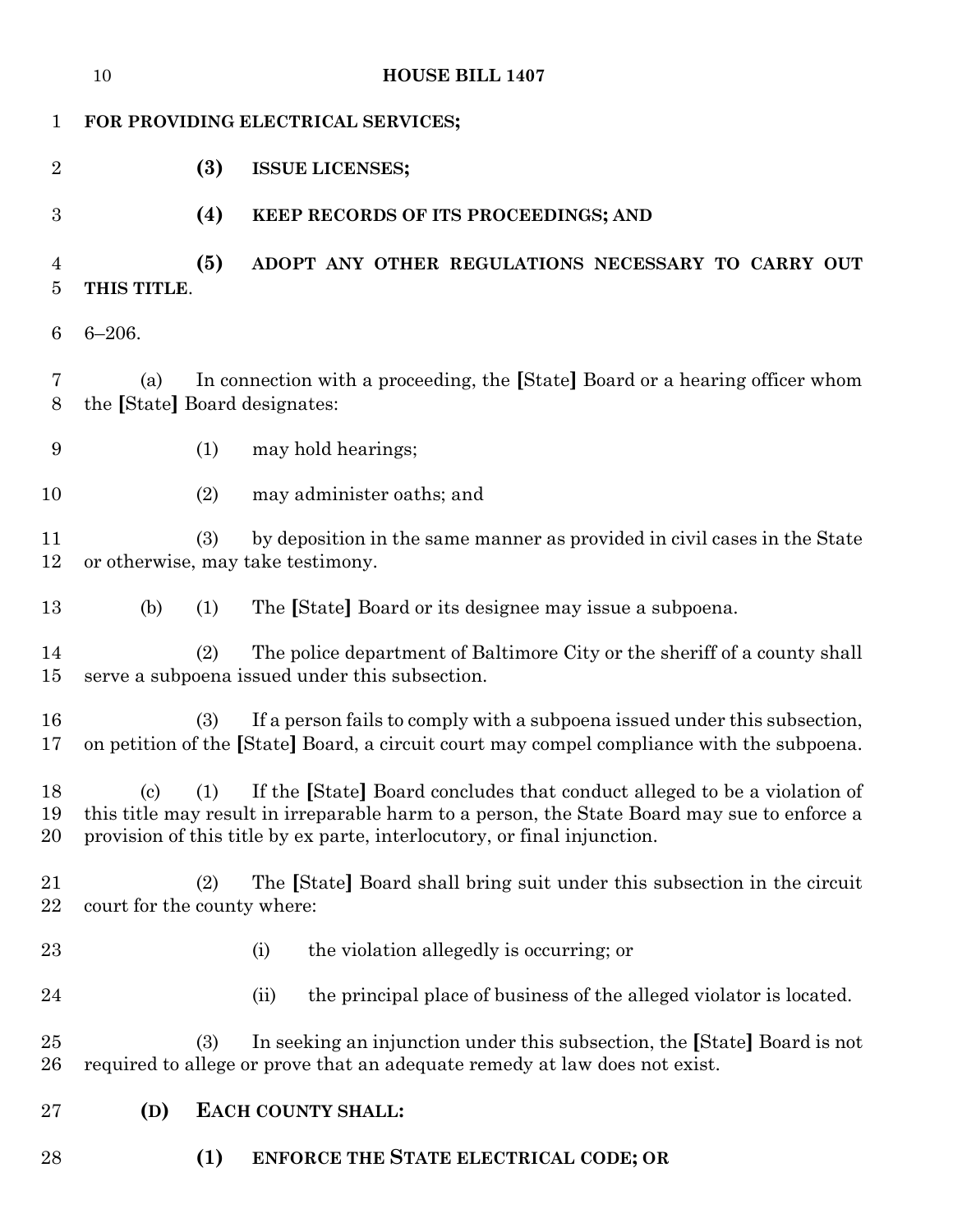**FOR PROVIDING ELECTRICAL SERVICES;**

**(3) ISSUE LICENSES;**

**(4) KEEP RECORDS OF ITS PROCEEDINGS; AND**

**(5) ADOPT ANY OTHER REGULATIONS NECESSARY TO CARRY OUT THIS TITLE**.

6–206.

(a) In connection with a proceeding, the [State] Board or a hearing officer whom the [State] Board designates:

(1) may hold hearings;

(2) may administer oaths; and

(3) by deposition in the same manner as provided in civil cases in the State or otherwise, may take testimony.

(b) (1) The [State] Board or its designee may issue a subpoena.

(2) The police department of Baltimore City or the sheriff of a county shall serve a subpoena issued under this subsection.

(3) If a person fails to comply with a subpoena issued under this subsection, on petition of the [State] Board, a circuit court may compel compliance with the subpoena.

(c) (1) If the [State] Board concludes that conduct alleged to be a violation of this title may result in irreparable harm to a person, the State Board may sue to enforce a provision of this title by ex parte, interlocutory, or final injunction.

(2) The [State] Board shall bring suit under this subsection in the circuit court for the county where:

(i) the violation allegedly is occurring; or

(ii) the principal place of business of the alleged violator is located.

(3) In seeking an injunction under this subsection, the [State] Board is not required to allege or prove that an adequate remedy at law does not exist.

**(D) EACH COUNTY SHALL:**

**(1) ENFORCE THE STATE ELECTRICAL CODE; OR**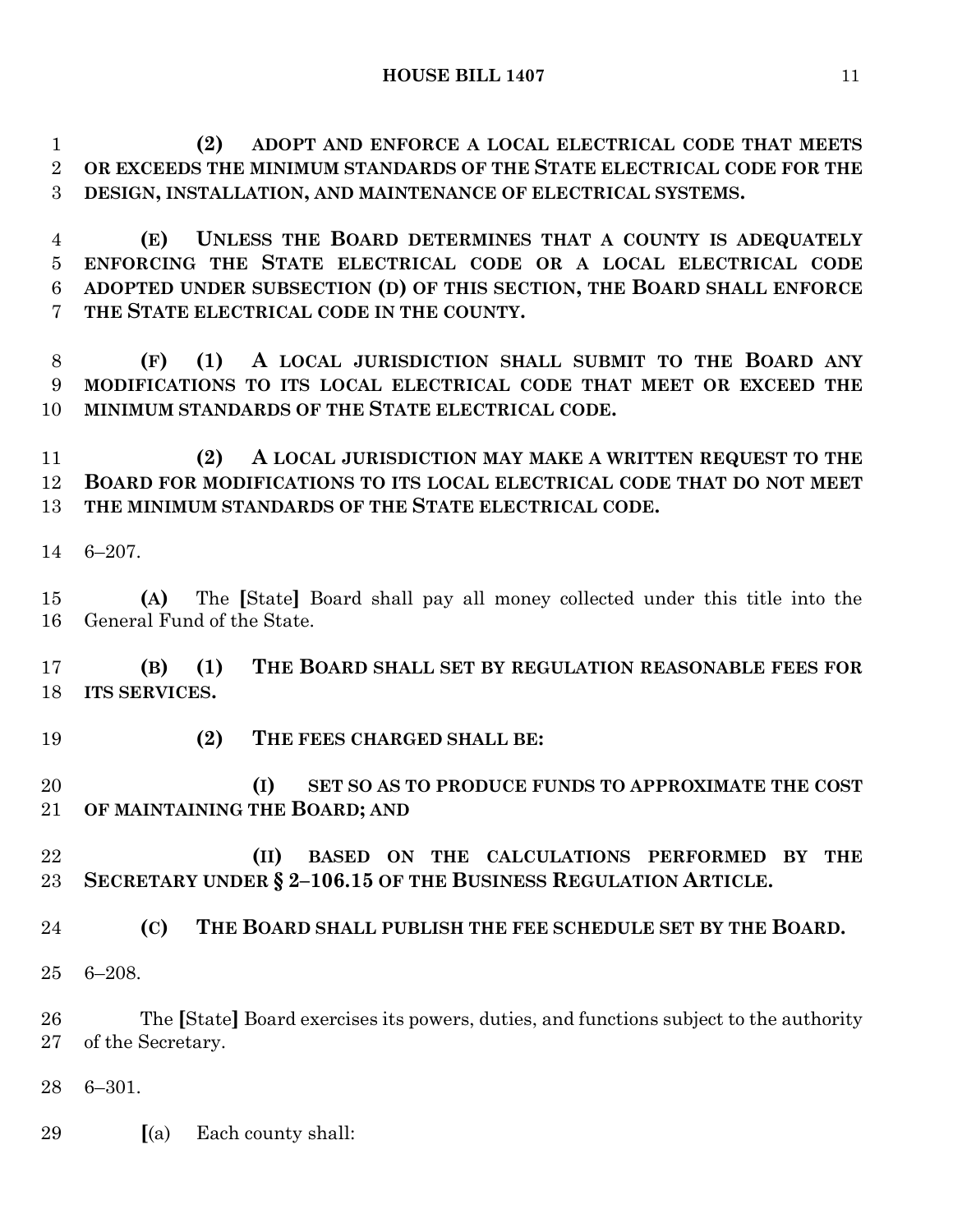**(2) ADOPT AND ENFORCE A LOCAL ELECTRICAL CODE THAT MEETS OR EXCEEDS THE MINIMUM STANDARDS OF THE STATE ELECTRICAL CODE FOR THE DESIGN, INSTALLATION, AND MAINTENANCE OF ELECTRICAL SYSTEMS.**

**(E) UNLESS THE BOARD DETERMINES THAT A COUNTY IS ADEQUATELY ENFORCING THE STATE ELECTRICAL CODE OR A LOCAL ELECTRICAL CODE ADOPTED UNDER SUBSECTION (D) OF THIS SECTION, THE BOARD SHALL ENFORCE THE STATE ELECTRICAL CODE IN THE COUNTY.**

**(F) (1) A LOCAL JURISDICTION SHALL SUBMIT TO THE BOARD ANY MODIFICATIONS TO ITS LOCAL ELECTRICAL CODE THAT MEET OR EXCEED THE MINIMUM STANDARDS OF THE STATE ELECTRICAL CODE.**

**(2) A LOCAL JURISDICTION MAY MAKE A WRITTEN REQUEST TO THE BOARD FOR MODIFICATIONS TO ITS LOCAL ELECTRICAL CODE THAT DO NOT MEET THE MINIMUM STANDARDS OF THE STATE ELECTRICAL CODE.**

6–207.

**(A)** The **[**State**]** Board shall pay all money collected under this title into the General Fund of the State.

**(B) (1) THE BOARD SHALL SET BY REGULATION REASONABLE FEES FOR ITS SERVICES.**

**(2) THE FEES CHARGED SHALL BE:**

**(I) SET SO AS TO PRODUCE FUNDS TO APPROXIMATE THE COST OF MAINTAINING THE BOARD; AND**

**(II) BASED ON THE CALCULATIONS PERFORMED BY THE SECRETARY UNDER § 2–106.15 OF THE BUSINESS REGULATION ARTICLE.**

**(C) THE BOARD SHALL PUBLISH THE FEE SCHEDULE SET BY THE BOARD.**

6–208.

The **[**State**]** Board exercises its powers, duties, and functions subject to the authority of the Secretary.

6–301.

**[**(a) Each county shall: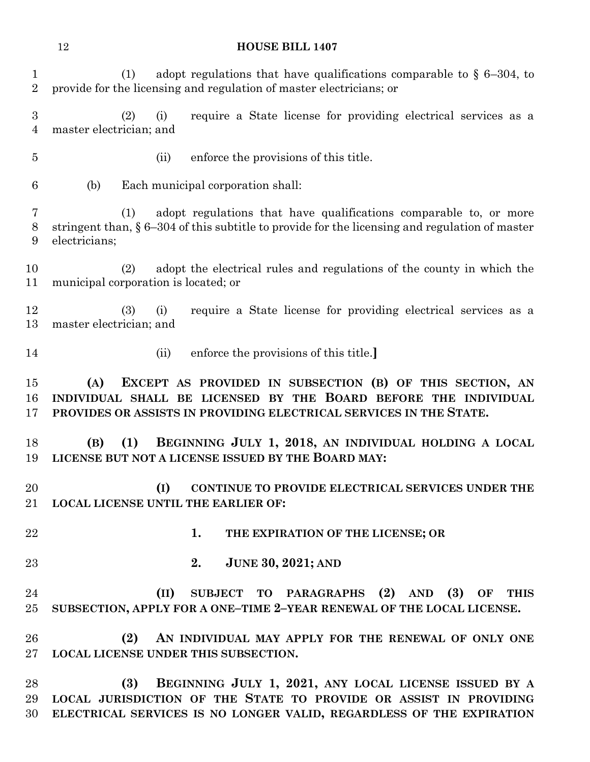(1) adopt regulations that have qualifications comparable to § 6–304, to provide for the licensing and regulation of master electricians; or

(2) (i) require a State license for providing electrical services as a master electrician; and

(ii) enforce the provisions of this title.

(b) Each municipal corporation shall:

(1) adopt regulations that have qualifications comparable to, or more stringent than, § 6–304 of this subtitle to provide for the licensing and regulation of master electricians;

(2) adopt the electrical rules and regulations of the county in which the municipal corporation is located; or

(3) (i) require a State license for providing electrical services as a master electrician; and

(ii) enforce the provisions of this title.**]**

**(A) EXCEPT AS PROVIDED IN SUBSECTION (B) OF THIS SECTION, AN INDIVIDUAL SHALL BE LICENSED BY THE BOARD BEFORE THE INDIVIDUAL PROVIDES OR ASSISTS IN PROVIDING ELECTRICAL SERVICES IN THE STATE.**

**(B) (1) BEGINNING JULY 1, 2018, AN INDIVIDUAL HOLDING A LOCAL LICENSE BUT NOT A LICENSE ISSUED BY THE BOARD MAY:**

**(I) CONTINUE TO PROVIDE ELECTRICAL SERVICES UNDER THE LOCAL LICENSE UNTIL THE EARLIER OF:**

**1. THE EXPIRATION OF THE LICENSE; OR**

**2. JUNE 30, 2021; AND**

**(II) SUBJECT TO PARAGRAPHS (2) AND (3) OF THIS SUBSECTION, APPLY FOR A ONE–TIME 2–YEAR RENEWAL OF THE LOCAL LICENSE.**

**(2) AN INDIVIDUAL MAY APPLY FOR THE RENEWAL OF ONLY ONE LOCAL LICENSE UNDER THIS SUBSECTION.**

**(3) BEGINNING JULY 1, 2021, ANY LOCAL LICENSE ISSUED BY A LOCAL JURISDICTION OF THE STATE TO PROVIDE OR ASSIST IN PROVIDING ELECTRICAL SERVICES IS NO LONGER VALID, REGARDLESS OF THE EXPIRATION**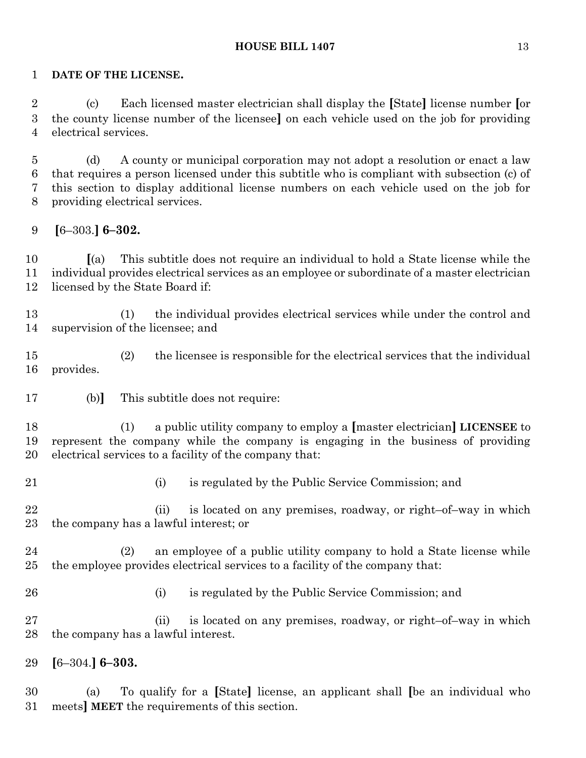**DATE OF THE LICENSE.**

(c) Each licensed master electrician shall display the [State] license number [or the county license number of the licensee] on each vehicle used on the job for providing electrical services.

(d) A county or municipal corporation may not adopt a resolution or enact a law that requires a person licensed under this subtitle who is compliant with subsection (c) of this section to display additional license numbers on each vehicle used on the job for providing electrical services.

**[**6–303.**] 6–302.**

**[**(a) This subtitle does not require an individual to hold a State license while the individual provides electrical services as an employee or subordinate of a master electrician licensed by the State Board if:

(1) the individual provides electrical services while under the control and supervision of the licensee; and

(2) the licensee is responsible for the electrical services that the individual provides.

(b)**]** This subtitle does not require:

(1) a public utility company to employ a **[**master electrician**] LICENSEE** to represent the company while the company is engaging in the business of providing electrical services to a facility of the company that:

(i) is regulated by the Public Service Commission; and

(ii) is located on any premises, roadway, or right–of–way in which the company has a lawful interest; or

(2) an employee of a public utility company to hold a State license while the employee provides electrical services to a facility of the company that:

(i) is regulated by the Public Service Commission; and

(ii) is located on any premises, roadway, or right–of–way in which the company has a lawful interest.

**[**6–304.**] 6–303.**

(a) To qualify for a **[**State**]** license, an applicant shall **[**be an individual who meets**] MEET** the requirements of this section.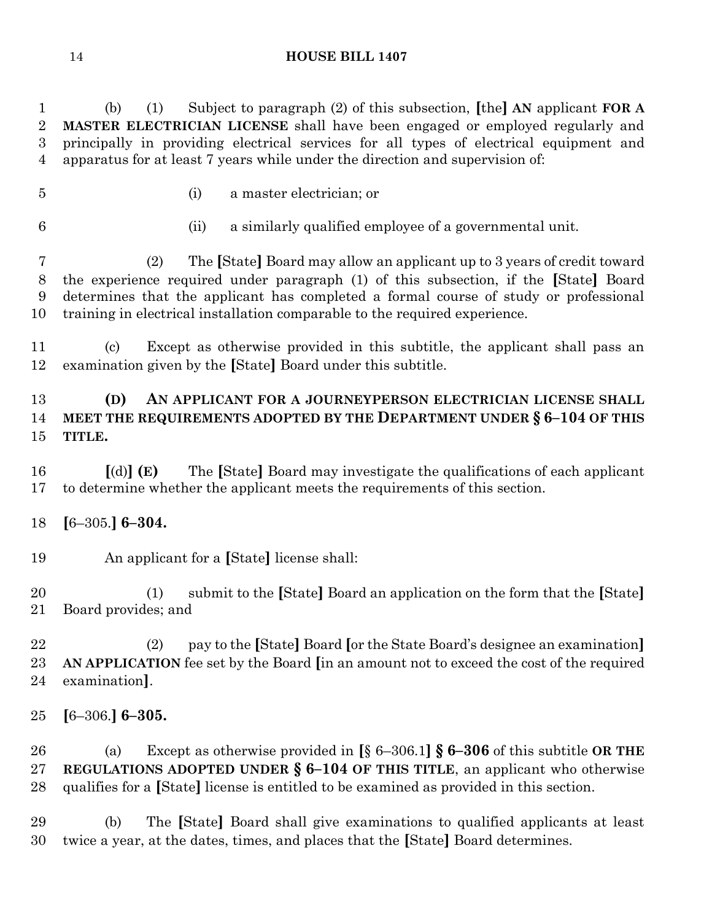(b) (1) Subject to paragraph (2) of this subsection, [the] **AN** applicant **FOR A MASTER ELECTRICIAN LICENSE** shall have been engaged or employed regularly and principally in providing electrical services for all types of electrical equipment and apparatus for at least 7 years while under the direction and supervision of:

(i) a master electrician; or

(ii) a similarly qualified employee of a governmental unit.

(2) The [State] Board may allow an applicant up to 3 years of credit toward the experience required under paragraph (1) of this subsection, if the [State] Board determines that the applicant has completed a formal course of study or professional training in electrical installation comparable to the required experience.

(c) Except as otherwise provided in this subtitle, the applicant shall pass an examination given by the [State] Board under this subtitle.

**(D) AN APPLICANT FOR A JOURNEYPERSON ELECTRICIAN LICENSE SHALL MEET THE REQUIREMENTS ADOPTED BY THE DEPARTMENT UNDER § 6–104 OF THIS TITLE.**

[(d)] **(E)** The [State] Board may investigate the qualifications of each applicant to determine whether the applicant meets the requirements of this section.

[6–305.] **6–304.**

An applicant for a [State] license shall:

(1) submit to the [State] Board an application on the form that the [State] Board provides; and

(2) pay to the [State] Board [or the State Board's designee an examination] **AN APPLICATION** fee set by the Board [in an amount not to exceed the cost of the required examination].

[6–306.] **6–305.**

(a) Except as otherwise provided in [§ 6–306.1] **§ 6–306** of this subtitle **OR THE REGULATIONS ADOPTED UNDER § 6–104 OF THIS TITLE**, an applicant who otherwise qualifies for a [State] license is entitled to be examined as provided in this section.

(b) The [State] Board shall give examinations to qualified applicants at least twice a year, at the dates, times, and places that the [State] Board determines.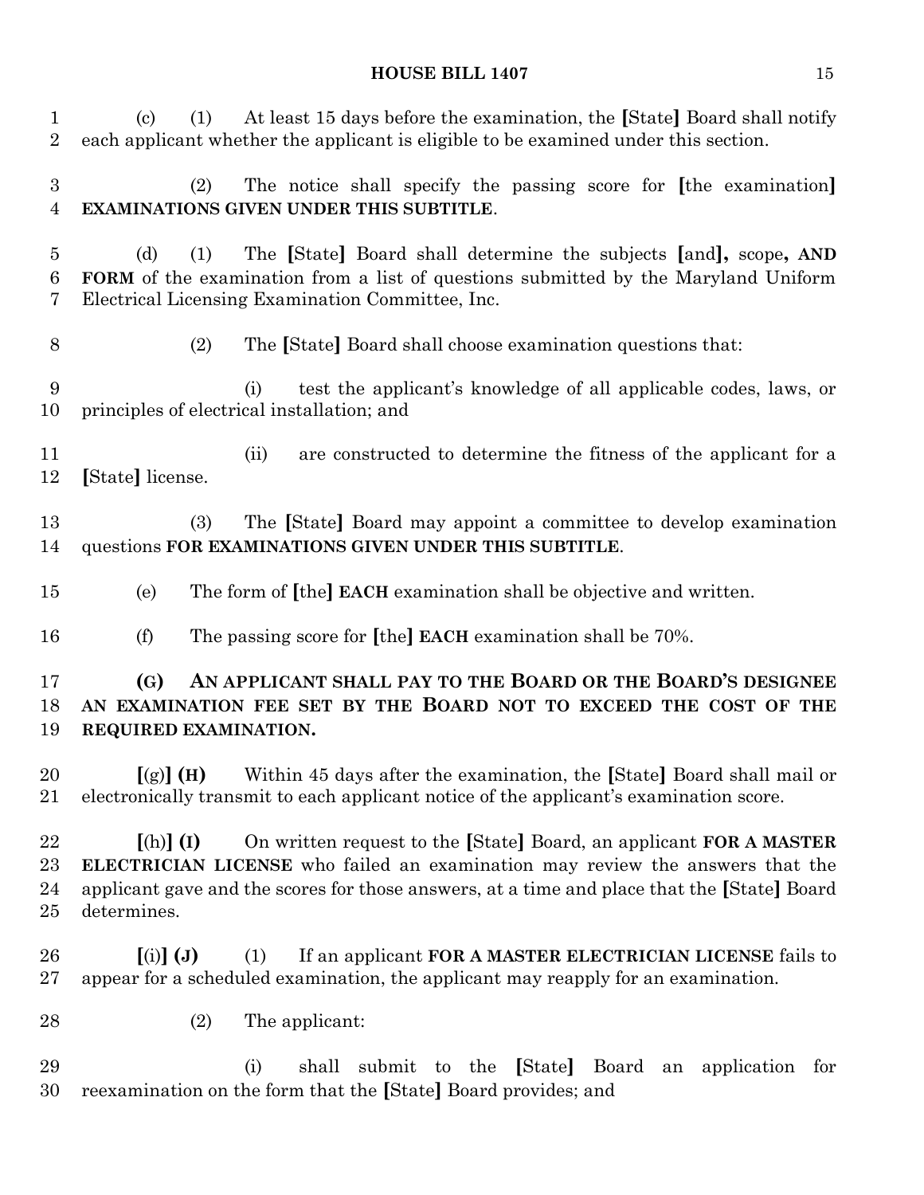(c) (1) At least 15 days before the examination, the [State] Board shall notify each applicant whether the applicant is eligible to be examined under this section.

(2) The notice shall specify the passing score for [the examination] **EXAMINATIONS GIVEN UNDER THIS SUBTITLE**.

(d) (1) The [State] Board shall determine the subjects [and]**,** scope**, AND FORM** of the examination from a list of questions submitted by the Maryland Uniform Electrical Licensing Examination Committee, Inc.

(2) The [State] Board shall choose examination questions that:

(i) test the applicant's knowledge of all applicable codes, laws, or principles of electrical installation; and

(ii) are constructed to determine the fitness of the applicant for a [State] license.

(3) The [State] Board may appoint a committee to develop examination questions **FOR EXAMINATIONS GIVEN UNDER THIS SUBTITLE**.

(e) The form of [the] **EACH** examination shall be objective and written.

(f) The passing score for [the] **EACH** examination shall be 70%.

**(G) AN APPLICANT SHALL PAY TO THE BOARD OR THE BOARD'S DESIGNEE AN EXAMINATION FEE SET BY THE BOARD NOT TO EXCEED THE COST OF THE REQUIRED EXAMINATION.**

[(g)] **(H)** Within 45 days after the examination, the [State] Board shall mail or electronically transmit to each applicant notice of the applicant's examination score.

[(h)] **(I)** On written request to the [State] Board, an applicant **FOR A MASTER ELECTRICIAN LICENSE** who failed an examination may review the answers that the applicant gave and the scores for those answers, at a time and place that the [State] Board determines.

[(i)] **(J)** (1) If an applicant **FOR A MASTER ELECTRICIAN LICENSE** fails to appear for a scheduled examination, the applicant may reapply for an examination.

(2) The applicant:

(i) shall submit to the [State] Board an application for reexamination on the form that the [State] Board provides; and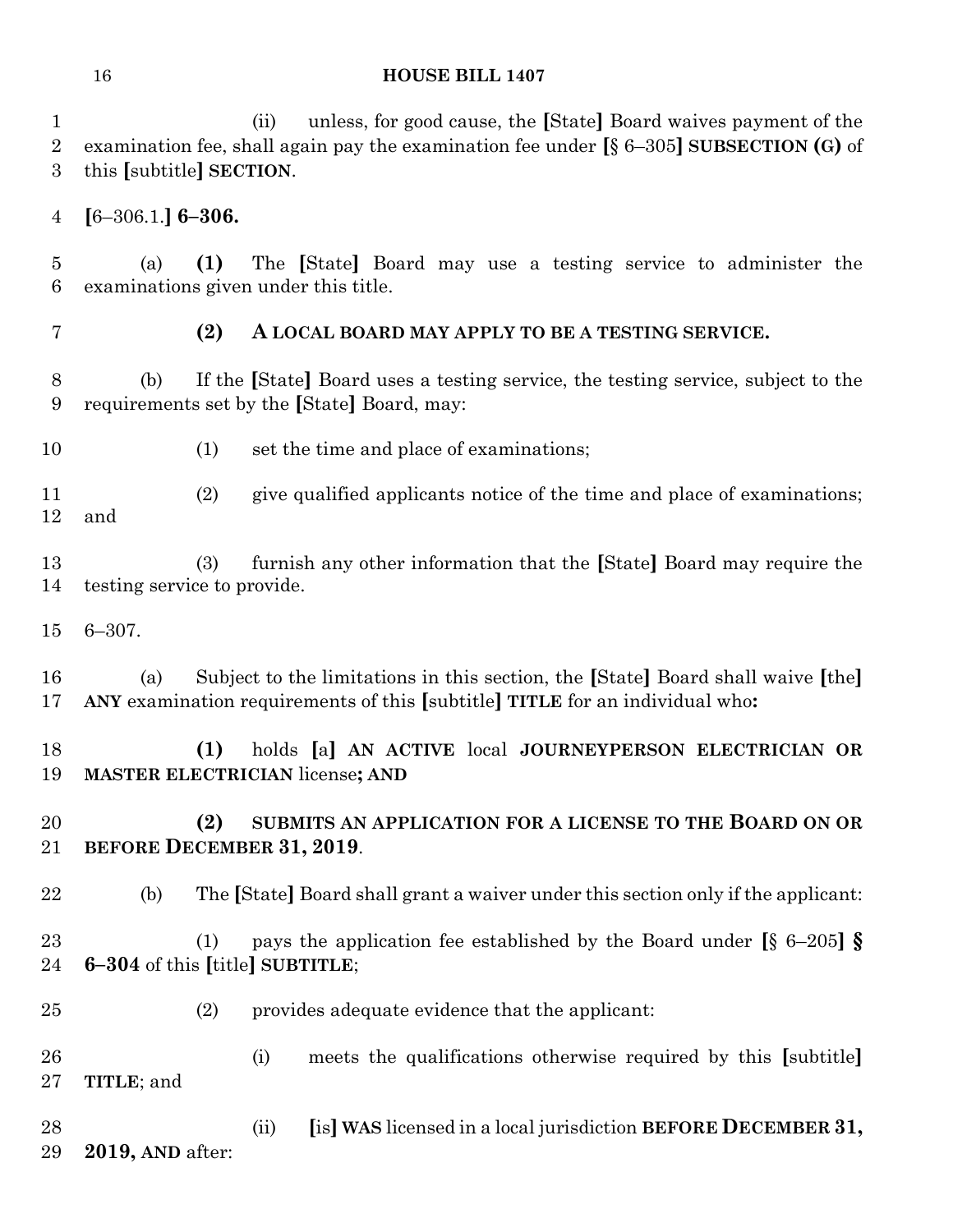(ii) unless, for good cause, the [State] Board waives payment of the examination fee, shall again pay the examination fee under [§ 6–305] **SUBSECTION (G)** of this [subtitle] **SECTION**.

[6–306.1.] **6–306.**

(a) **(1)** The [State] Board may use a testing service to administer the examinations given under this title.

**(2) A LOCAL BOARD MAY APPLY TO BE A TESTING SERVICE.**

(b) If the [State] Board uses a testing service, the testing service, subject to the requirements set by the [State] Board, may:

(1) set the time and place of examinations;

(2) give qualified applicants notice of the time and place of examinations; and

(3) furnish any other information that the [State] Board may require the testing service to provide.

6–307.

(a) Subject to the limitations in this section, the [State] Board shall waive [the] **ANY** examination requirements of this [subtitle] **TITLE** for an individual who**:**

**(1)** holds [a] **AN ACTIVE** local **JOURNEYPERSON ELECTRICIAN OR MASTER ELECTRICIAN** license**; AND**

**(2) SUBMITS AN APPLICATION FOR A LICENSE TO THE BOARD ON OR BEFORE DECEMBER 31, 2019**.

(b) The [State] Board shall grant a waiver under this section only if the applicant:

(1) pays the application fee established by the Board under [§ 6–205] **§ 6–304** of this [title] **SUBTITLE**;

(2) provides adequate evidence that the applicant:

(i) meets the qualifications otherwise required by this [subtitle] **TITLE**; and

(ii) [is] **WAS** licensed in a local jurisdiction **BEFORE DECEMBER 31, 2019, AND** after: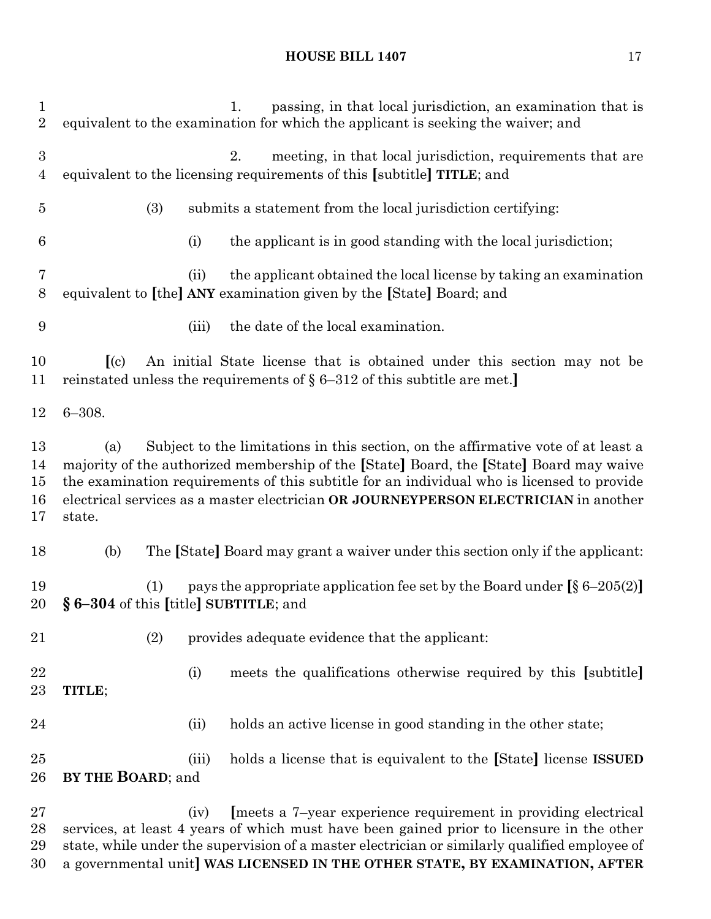1. passing, in that local jurisdiction, an examination that is equivalent to the examination for which the applicant is seeking the waiver; and

2. meeting, in that local jurisdiction, requirements that are equivalent to the licensing requirements of this [subtitle] **TITLE**; and

(3) submits a statement from the local jurisdiction certifying:

(i) the applicant is in good standing with the local jurisdiction;

(ii) the applicant obtained the local license by taking an examination equivalent to [the] **ANY** examination given by the [State] Board; and

(iii) the date of the local examination.

[(c) An initial State license that is obtained under this section may not be reinstated unless the requirements of § 6–312 of this subtitle are met.]

6–308.

(a) Subject to the limitations in this section, on the affirmative vote of at least a majority of the authorized membership of the [State] Board, the [State] Board may waive the examination requirements of this subtitle for an individual who is licensed to provide electrical services as a master electrician **OR JOURNEYPERSON ELECTRICIAN** in another state.

(b) The [State] Board may grant a waiver under this section only if the applicant:

(1) pays the appropriate application fee set by the Board under [§ 6–205(2)] **§ 6–304** of this [title] **SUBTITLE**; and

(2) provides adequate evidence that the applicant:

(i) meets the qualifications otherwise required by this [subtitle] **TITLE**;

(ii) holds an active license in good standing in the other state;

(iii) holds a license that is equivalent to the [State] license **ISSUED BY THE BOARD**; and

(iv) [meets a 7–year experience requirement in providing electrical services, at least 4 years of which must have been gained prior to licensure in the other state, while under the supervision of a master electrician or similarly qualified employee of a governmental unit] **WAS LICENSED IN THE OTHER STATE, BY EXAMINATION, AFTER**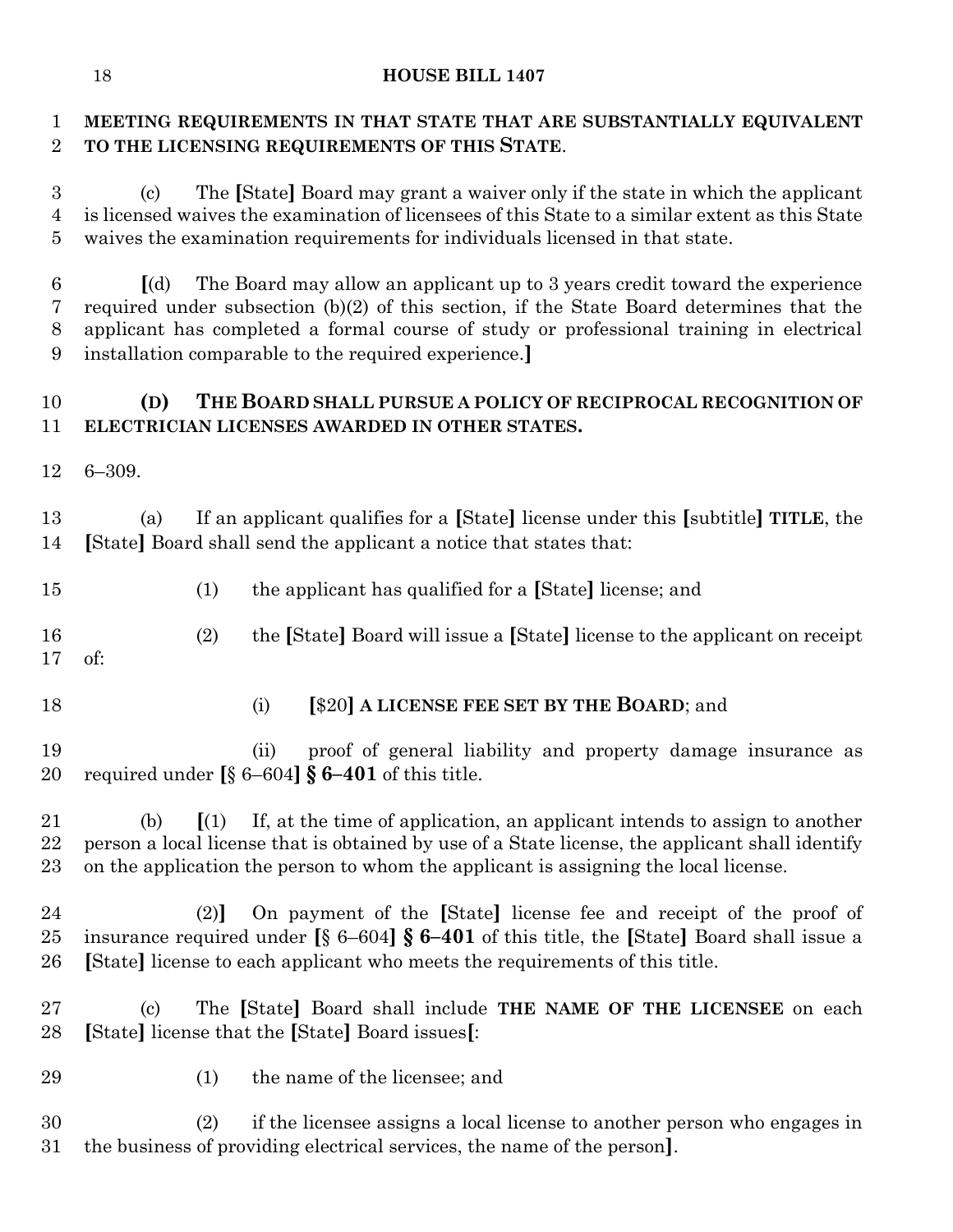**MEETING REQUIREMENTS IN THAT STATE THAT ARE SUBSTANTIALLY EQUIVALENT TO THE LICENSING REQUIREMENTS OF THIS STATE**.

(c) The [State] Board may grant a waiver only if the state in which the applicant is licensed waives the examination of licensees of this State to a similar extent as this State waives the examination requirements for individuals licensed in that state.

[(d) The Board may allow an applicant up to 3 years credit toward the experience required under subsection (b)(2) of this section, if the State Board determines that the applicant has completed a formal course of study or professional training in electrical installation comparable to the required experience.]

**(D) THE BOARD SHALL PURSUE A POLICY OF RECIPROCAL RECOGNITION OF ELECTRICIAN LICENSES AWARDED IN OTHER STATES.**

6–309.

(a) If an applicant qualifies for a [State] license under this [subtitle] **TITLE**, the [State] Board shall send the applicant a notice that states that:

(1) the applicant has qualified for a [State] license; and

(2) the [State] Board will issue a [State] license to the applicant on receipt of:

(i) [$20] **A LICENSE FEE SET BY THE BOARD**; and

(ii) proof of general liability and property damage insurance as required under [§ 6–604] **§ 6–401** of this title.

(b) [(1) If, at the time of application, an applicant intends to assign to another person a local license that is obtained by use of a State license, the applicant shall identify on the application the person to whom the applicant is assigning the local license.

(2)] On payment of the [State] license fee and receipt of the proof of insurance required under [§ 6–604] **§ 6–401** of this title, the [State] Board shall issue a [State] license to each applicant who meets the requirements of this title.

(c) The [State] Board shall include **THE NAME OF THE LICENSEE** on each [State] license that the [State] Board issues[:

(1) the name of the licensee; and

(2) if the licensee assigns a local license to another person who engages in the business of providing electrical services, the name of the person].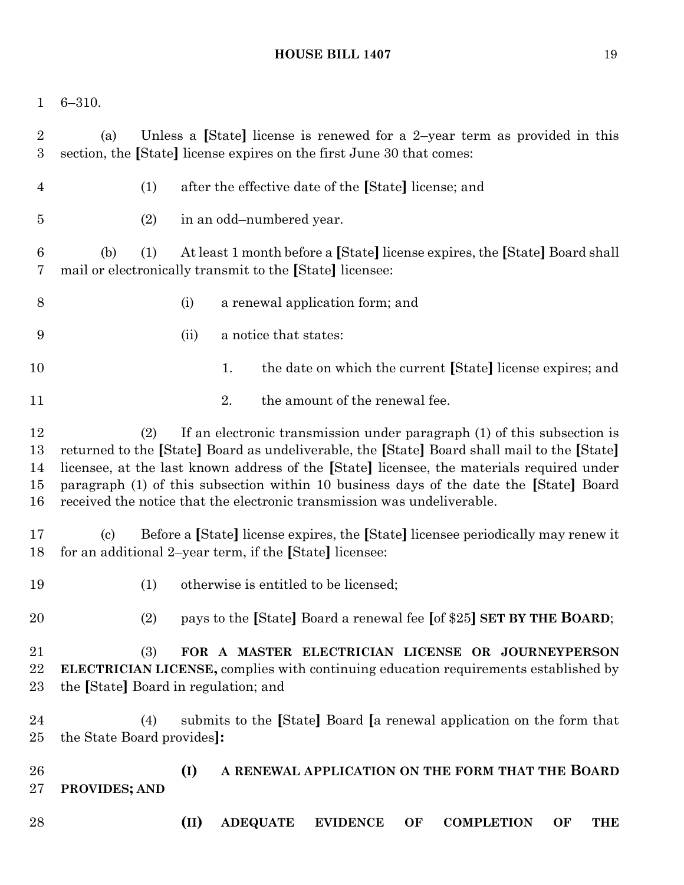6–310.

(a) Unless a [State] license is renewed for a 2–year term as provided in this section, the [State] license expires on the first June 30 that comes:

(1) after the effective date of the [State] license; and

(2) in an odd–numbered year.

(b) (1) At least 1 month before a [State] license expires, the [State] Board shall mail or electronically transmit to the [State] licensee:

(i) a renewal application form; and

(ii) a notice that states:

1. the date on which the current [State] license expires; and

2. the amount of the renewal fee.

(2) If an electronic transmission under paragraph (1) of this subsection is returned to the [State] Board as undeliverable, the [State] Board shall mail to the [State] licensee, at the last known address of the [State] licensee, the materials required under paragraph (1) of this subsection within 10 business days of the date the [State] Board received the notice that the electronic transmission was undeliverable.

(c) Before a [State] license expires, the [State] licensee periodically may renew it for an additional 2–year term, if the [State] licensee:

(1) otherwise is entitled to be licensed;

(2) pays to the [State] Board a renewal fee [of $25] **SET BY THE BOARD**;

(3) **FOR A MASTER ELECTRICIAN LICENSE OR JOURNEYPERSON ELECTRICIAN LICENSE,** complies with continuing education requirements established by the [State] Board in regulation; and

(4) submits to the [State] Board [a renewal application on the form that the State Board provides]**:**

**(I) A RENEWAL APPLICATION ON THE FORM THAT THE BOARD PROVIDES; AND**

**(II) ADEQUATE EVIDENCE OF COMPLETION OF THE**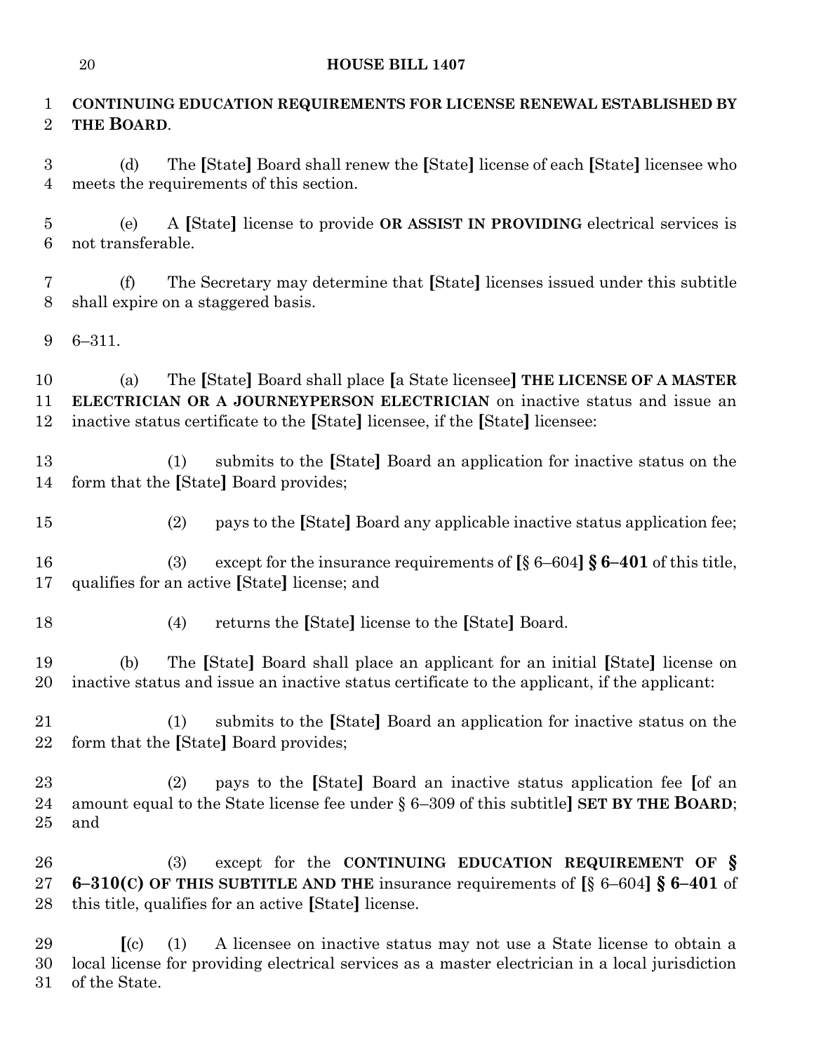**CONTINUING EDUCATION REQUIREMENTS FOR LICENSE RENEWAL ESTABLISHED BY THE BOARD**.

(d) The [State] Board shall renew the [State] license of each [State] licensee who meets the requirements of this section.

(e) A [State] license to provide **OR ASSIST IN PROVIDING** electrical services is not transferable.

(f) The Secretary may determine that [State] licenses issued under this subtitle shall expire on a staggered basis.

6–311.

(a) The [State] Board shall place [a State licensee] **THE LICENSE OF A MASTER ELECTRICIAN OR A JOURNEYPERSON ELECTRICIAN** on inactive status and issue an inactive status certificate to the [State] licensee, if the [State] licensee:

(1) submits to the [State] Board an application for inactive status on the form that the [State] Board provides;

(2) pays to the [State] Board any applicable inactive status application fee;

(3) except for the insurance requirements of [§ 6–604] **§ 6–401** of this title, qualifies for an active [State] license; and

(4) returns the [State] license to the [State] Board.

(b) The [State] Board shall place an applicant for an initial [State] license on inactive status and issue an inactive status certificate to the applicant, if the applicant:

(1) submits to the [State] Board an application for inactive status on the form that the [State] Board provides;

(2) pays to the [State] Board an inactive status application fee [of an amount equal to the State license fee under § 6–309 of this subtitle] **SET BY THE BOARD**; and

(3) except for the **CONTINUING EDUCATION REQUIREMENT OF § 6–310(C) OF THIS SUBTITLE AND THE** insurance requirements of [§ 6–604] **§ 6–401** of this title, qualifies for an active [State] license.

[(c) (1) A licensee on inactive status may not use a State license to obtain a local license for providing electrical services as a master electrician in a local jurisdiction of the State.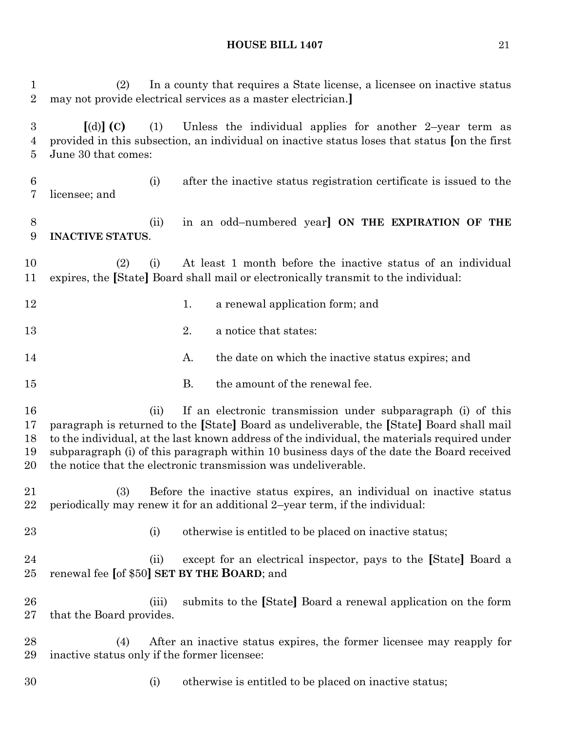(2) In a county that requires a State license, a licensee on inactive status may not provide electrical services as a master electrician.]

[(d)] **(C)** (1) Unless the individual applies for another 2–year term as provided in this subsection, an individual on inactive status loses that status [on the first June 30 that comes:

(i) after the inactive status registration certificate is issued to the licensee; and

(ii) in an odd–numbered year] **ON THE EXPIRATION OF THE INACTIVE STATUS**.

(2) (i) At least 1 month before the inactive status of an individual expires, the [State] Board shall mail or electronically transmit to the individual:

1. a renewal application form; and

2. a notice that states:

A. the date on which the inactive status expires; and

B. the amount of the renewal fee.

(ii) If an electronic transmission under subparagraph (i) of this paragraph is returned to the [State] Board as undeliverable, the [State] Board shall mail to the individual, at the last known address of the individual, the materials required under subparagraph (i) of this paragraph within 10 business days of the date the Board received the notice that the electronic transmission was undeliverable.

(3) Before the inactive status expires, an individual on inactive status periodically may renew it for an additional 2–year term, if the individual:

(i) otherwise is entitled to be placed on inactive status;

(ii) except for an electrical inspector, pays to the [State] Board a renewal fee [of $50] **SET BY THE BOARD**; and

(iii) submits to the [State] Board a renewal application on the form that the Board provides.

(4) After an inactive status expires, the former licensee may reapply for inactive status only if the former licensee:

(i) otherwise is entitled to be placed on inactive status;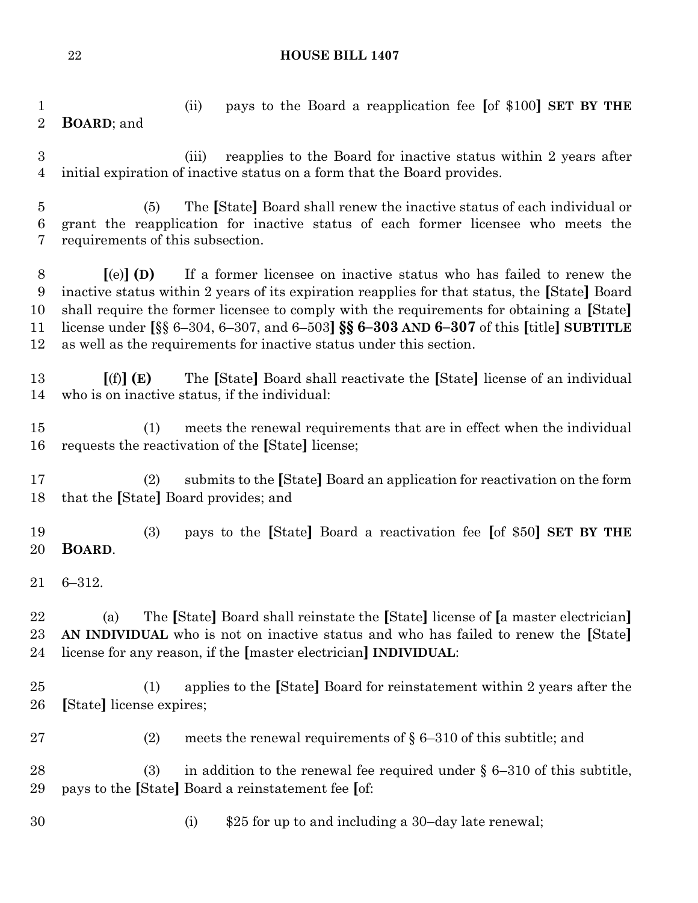(ii) pays to the Board a reapplication fee [of $100] **SET BY THE BOARD**; and

(iii) reapplies to the Board for inactive status within 2 years after initial expiration of inactive status on a form that the Board provides.

(5) The [State] Board shall renew the inactive status of each individual or grant the reapplication for inactive status of each former licensee who meets the requirements of this subsection.

[(e)] **(D)** If a former licensee on inactive status who has failed to renew the inactive status within 2 years of its expiration reapplies for that status, the [State] Board shall require the former licensee to comply with the requirements for obtaining a [State] license under [§§ 6–304, 6–307, and 6–503] **§§ 6–303 AND 6–307** of this [title] **SUBTITLE** as well as the requirements for inactive status under this section.

[(f)] **(E)** The [State] Board shall reactivate the [State] license of an individual who is on inactive status, if the individual:

(1) meets the renewal requirements that are in effect when the individual requests the reactivation of the [State] license;

(2) submits to the [State] Board an application for reactivation on the form that the [State] Board provides; and

(3) pays to the [State] Board a reactivation fee [of $50] **SET BY THE BOARD**.

6–312.

(a) The [State] Board shall reinstate the [State] license of [a master electrician] **AN INDIVIDUAL** who is not on inactive status and who has failed to renew the [State] license for any reason, if the [master electrician] **INDIVIDUAL**:

(1) applies to the [State] Board for reinstatement within 2 years after the [State] license expires;

(2) meets the renewal requirements of § 6–310 of this subtitle; and

(3) in addition to the renewal fee required under § 6–310 of this subtitle, pays to the [State] Board a reinstatement fee [of:

(i) $25 for up to and including a 30–day late renewal;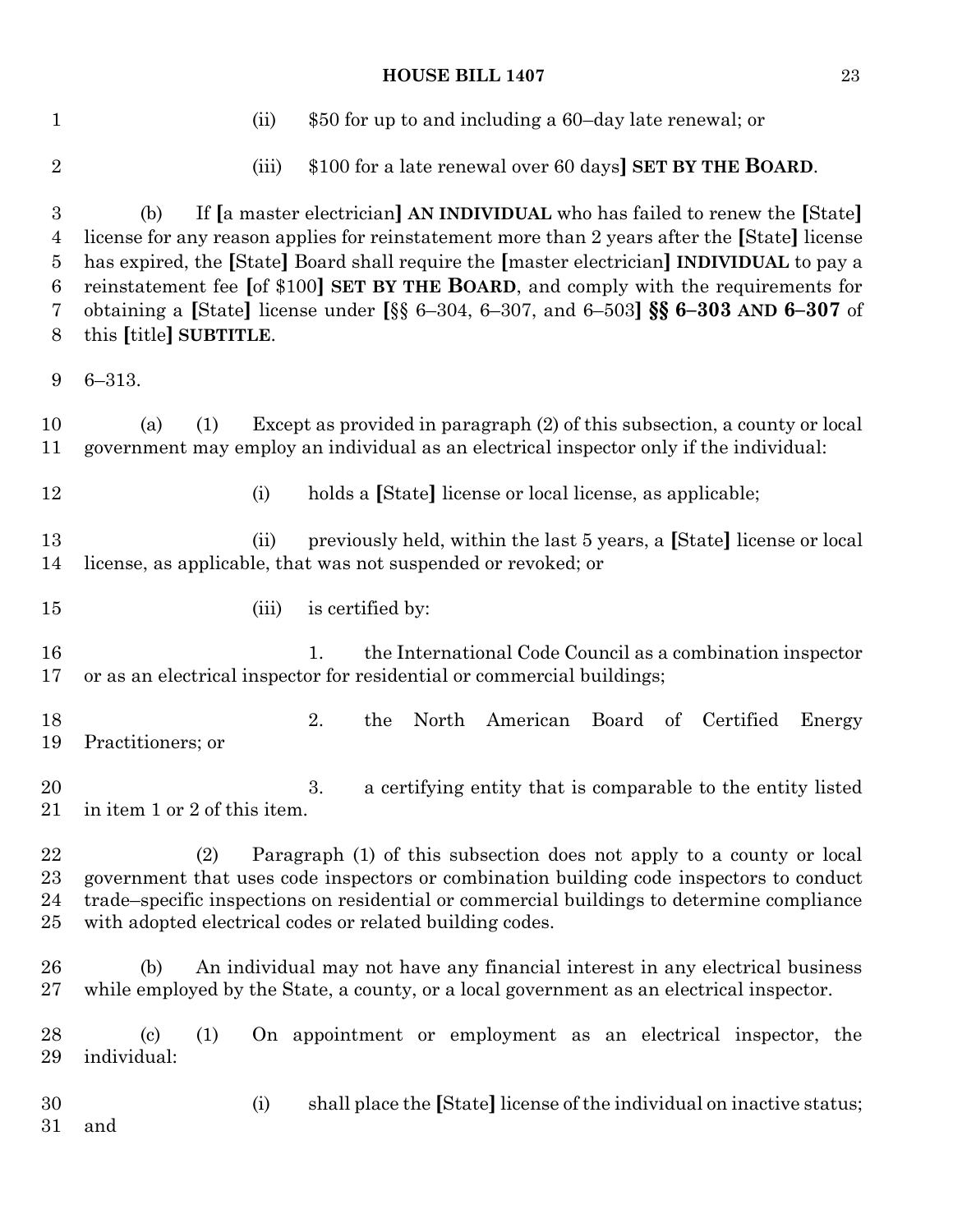(ii) $50 for up to and including a 60–day late renewal; or

(iii) $100 for a late renewal over 60 days] **SET BY THE BOARD**.

(b) If [a master electrician] **AN INDIVIDUAL** who has failed to renew the [State] license for any reason applies for reinstatement more than 2 years after the [State] license has expired, the [State] Board shall require the [master electrician] **INDIVIDUAL** to pay a reinstatement fee [of $100] **SET BY THE BOARD**, and comply with the requirements for obtaining a [State] license under [§§ 6–304, 6–307, and 6–503] **§§ 6–303 AND 6–307** of this [title] **SUBTITLE**.

6–313.

(a) (1) Except as provided in paragraph (2) of this subsection, a county or local government may employ an individual as an electrical inspector only if the individual:

(i) holds a [State] license or local license, as applicable;

(ii) previously held, within the last 5 years, a [State] license or local license, as applicable, that was not suspended or revoked; or

(iii) is certified by:

1. the International Code Council as a combination inspector or as an electrical inspector for residential or commercial buildings;

2. the North American Board of Certified Energy Practitioners; or

3. a certifying entity that is comparable to the entity listed in item 1 or 2 of this item.

(2) Paragraph (1) of this subsection does not apply to a county or local government that uses code inspectors or combination building code inspectors to conduct trade–specific inspections on residential or commercial buildings to determine compliance with adopted electrical codes or related building codes.

(b) An individual may not have any financial interest in any electrical business while employed by the State, a county, or a local government as an electrical inspector.

(c) (1) On appointment or employment as an electrical inspector, the individual:

(i) shall place the [State] license of the individual on inactive status; and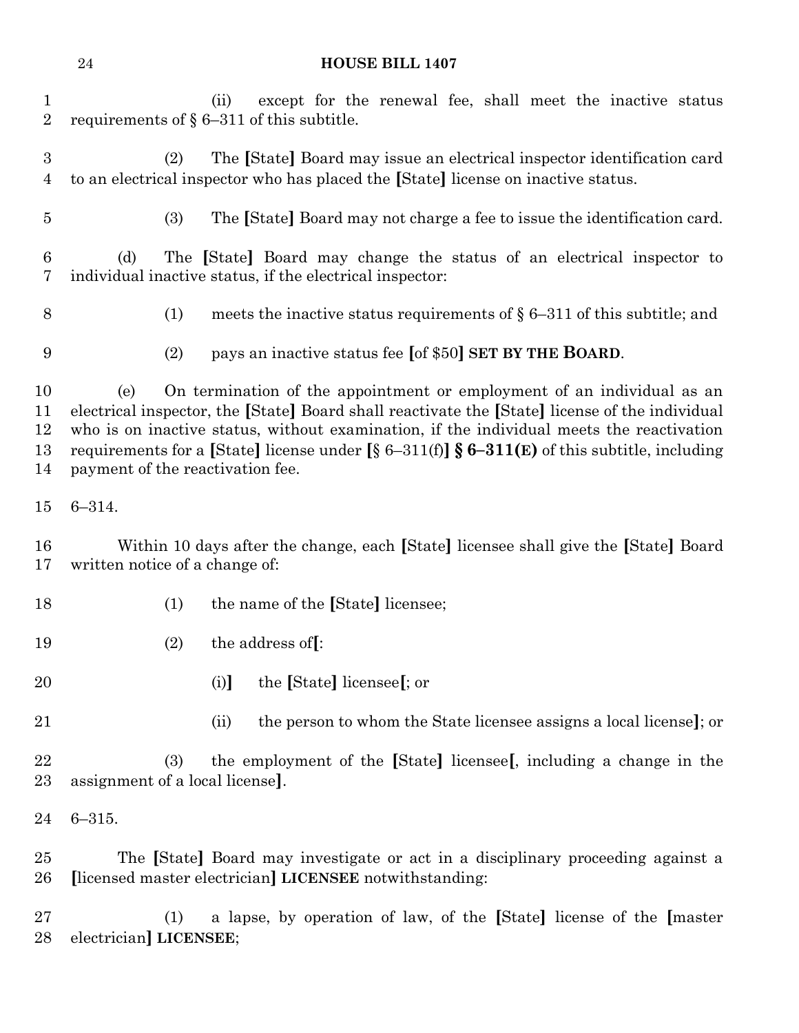(ii) except for the renewal fee, shall meet the inactive status requirements of § 6–311 of this subtitle.

(2) The [State] Board may issue an electrical inspector identification card to an electrical inspector who has placed the [State] license on inactive status.

(3) The [State] Board may not charge a fee to issue the identification card.

(d) The [State] Board may change the status of an electrical inspector to individual inactive status, if the electrical inspector:

(1) meets the inactive status requirements of § 6–311 of this subtitle; and

(2) pays an inactive status fee [of $50] **SET BY THE BOARD**.

(e) On termination of the appointment or employment of an individual as an electrical inspector, the [State] Board shall reactivate the [State] license of the individual who is on inactive status, without examination, if the individual meets the reactivation requirements for a [State] license under [§ 6–311(f)] **§ 6–311(E)** of this subtitle, including payment of the reactivation fee.

6–314.

Within 10 days after the change, each [State] licensee shall give the [State] Board written notice of a change of:

(1) the name of the [State] licensee;

(2) the address of[:

(i)] the [State] licensee[; or

(ii) the person to whom the State licensee assigns a local license]; or

(3) the employment of the [State] licensee[, including a change in the assignment of a local license].

6–315.

The [State] Board may investigate or act in a disciplinary proceeding against a [licensed master electrician] **LICENSEE** notwithstanding:

(1) a lapse, by operation of law, of the [State] license of the [master electrician] **LICENSEE**;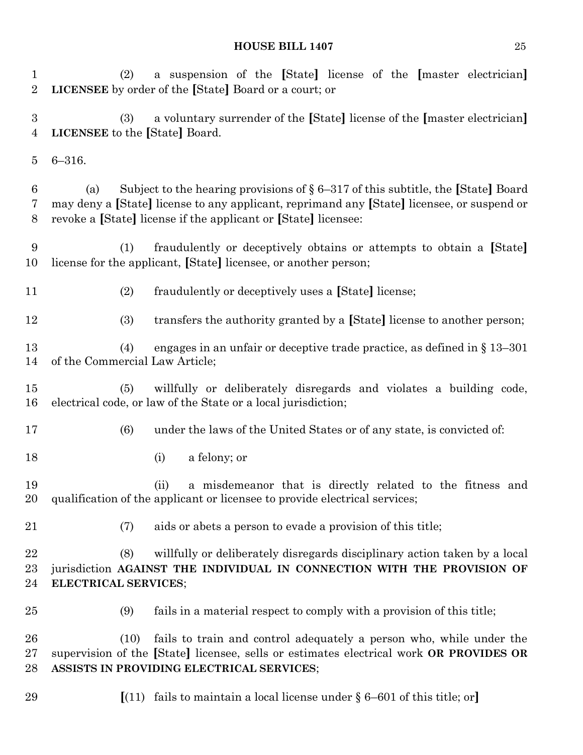(2) a suspension of the [State] license of the [master electrician] **LICENSEE** by order of the [State] Board or a court; or

(3) a voluntary surrender of the [State] license of the [master electrician] **LICENSEE** to the [State] Board.

6–316.

(a) Subject to the hearing provisions of § 6–317 of this subtitle, the [State] Board may deny a [State] license to any applicant, reprimand any [State] licensee, or suspend or revoke a [State] license if the applicant or [State] licensee:

(1) fraudulently or deceptively obtains or attempts to obtain a [State] license for the applicant, [State] licensee, or another person;

(2) fraudulently or deceptively uses a [State] license;

(3) transfers the authority granted by a [State] license to another person;

(4) engages in an unfair or deceptive trade practice, as defined in § 13–301 of the Commercial Law Article;

(5) willfully or deliberately disregards and violates a building code, electrical code, or law of the State or a local jurisdiction;

(6) under the laws of the United States or of any state, is convicted of:

(i) a felony; or

(ii) a misdemeanor that is directly related to the fitness and qualification of the applicant or licensee to provide electrical services;

(7) aids or abets a person to evade a provision of this title;

(8) willfully or deliberately disregards disciplinary action taken by a local jurisdiction **AGAINST THE INDIVIDUAL IN CONNECTION WITH THE PROVISION OF ELECTRICAL SERVICES**;

(9) fails in a material respect to comply with a provision of this title;

(10) fails to train and control adequately a person who, while under the supervision of the [State] licensee, sells or estimates electrical work **OR PROVIDES OR ASSISTS IN PROVIDING ELECTRICAL SERVICES**;

[(11) fails to maintain a local license under § 6–601 of this title; or]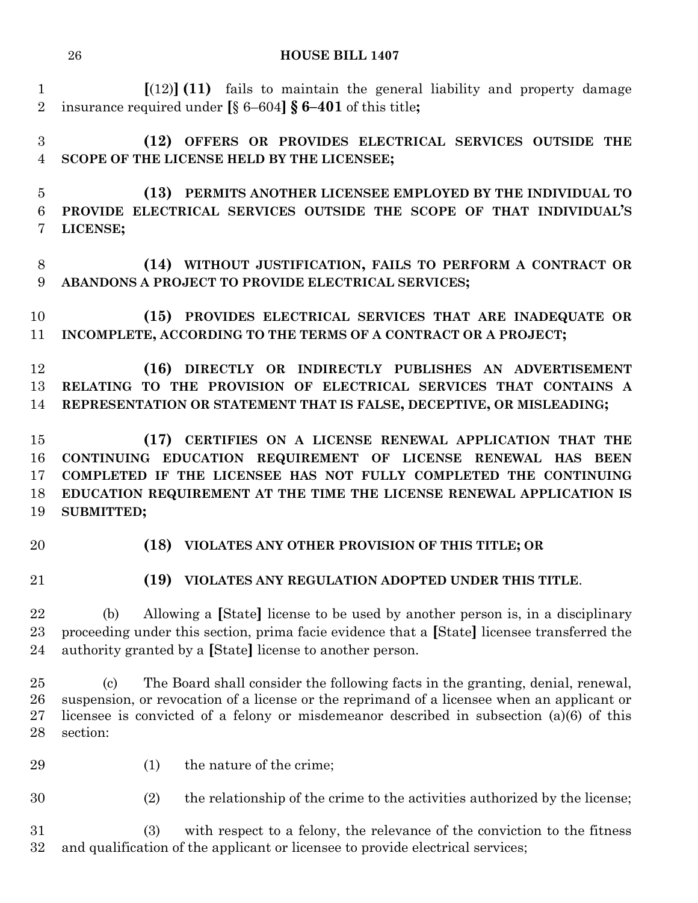**[**(12)**] (11)** fails to maintain the general liability and property damage insurance required under **[**§ 6–604**] § 6–401** of this title**;**

**(12) OFFERS OR PROVIDES ELECTRICAL SERVICES OUTSIDE THE SCOPE OF THE LICENSE HELD BY THE LICENSEE;**

**(13) PERMITS ANOTHER LICENSEE EMPLOYED BY THE INDIVIDUAL TO PROVIDE ELECTRICAL SERVICES OUTSIDE THE SCOPE OF THAT INDIVIDUAL'S LICENSE;**

**(14) WITHOUT JUSTIFICATION, FAILS TO PERFORM A CONTRACT OR ABANDONS A PROJECT TO PROVIDE ELECTRICAL SERVICES;**

**(15) PROVIDES ELECTRICAL SERVICES THAT ARE INADEQUATE OR INCOMPLETE, ACCORDING TO THE TERMS OF A CONTRACT OR A PROJECT;**

**(16) DIRECTLY OR INDIRECTLY PUBLISHES AN ADVERTISEMENT RELATING TO THE PROVISION OF ELECTRICAL SERVICES THAT CONTAINS A REPRESENTATION OR STATEMENT THAT IS FALSE, DECEPTIVE, OR MISLEADING;**

**(17) CERTIFIES ON A LICENSE RENEWAL APPLICATION THAT THE CONTINUING EDUCATION REQUIREMENT OF LICENSE RENEWAL HAS BEEN COMPLETED IF THE LICENSEE HAS NOT FULLY COMPLETED THE CONTINUING EDUCATION REQUIREMENT AT THE TIME THE LICENSE RENEWAL APPLICATION IS SUBMITTED;**

**(18) VIOLATES ANY OTHER PROVISION OF THIS TITLE; OR**

**(19) VIOLATES ANY REGULATION ADOPTED UNDER THIS TITLE**.

(b) Allowing a **[**State**]** license to be used by another person is, in a disciplinary proceeding under this section, prima facie evidence that a **[**State**]** licensee transferred the authority granted by a **[**State**]** license to another person.

(c) The Board shall consider the following facts in the granting, denial, renewal, suspension, or revocation of a license or the reprimand of a licensee when an applicant or licensee is convicted of a felony or misdemeanor described in subsection (a)(6) of this section:

(1) the nature of the crime;

(2) the relationship of the crime to the activities authorized by the license;

(3) with respect to a felony, the relevance of the conviction to the fitness and qualification of the applicant or licensee to provide electrical services;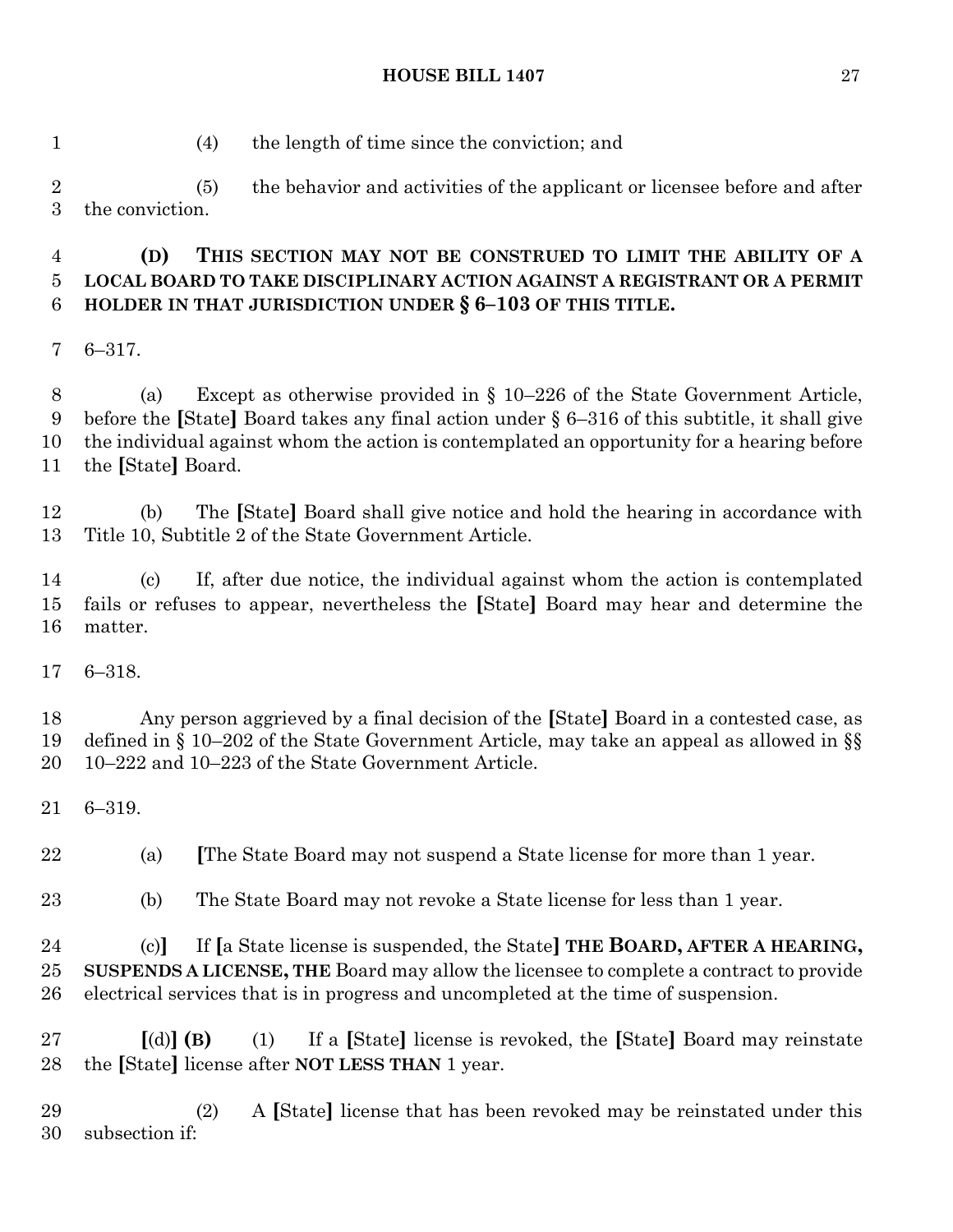(4) the length of time since the conviction; and

(5) the behavior and activities of the applicant or licensee before and after the conviction.

**(D) THIS SECTION MAY NOT BE CONSTRUED TO LIMIT THE ABILITY OF A LOCAL BOARD TO TAKE DISCIPLINARY ACTION AGAINST A REGISTRANT OR A PERMIT HOLDER IN THAT JURISDICTION UNDER § 6–103 OF THIS TITLE.**

6–317.

(a) Except as otherwise provided in § 10–226 of the State Government Article, before the **[**State**]** Board takes any final action under § 6–316 of this subtitle, it shall give the individual against whom the action is contemplated an opportunity for a hearing before the **[**State**]** Board.

(b) The **[**State**]** Board shall give notice and hold the hearing in accordance with Title 10, Subtitle 2 of the State Government Article.

(c) If, after due notice, the individual against whom the action is contemplated fails or refuses to appear, nevertheless the **[**State**]** Board may hear and determine the matter.

6–318.

Any person aggrieved by a final decision of the **[**State**]** Board in a contested case, as defined in § 10–202 of the State Government Article, may take an appeal as allowed in §§ 10–222 and 10–223 of the State Government Article.

6–319.

(a) **[**The State Board may not suspend a State license for more than 1 year.

(b) The State Board may not revoke a State license for less than 1 year.

(c)**]** If **[**a State license is suspended, the State**]** **THE BOARD, AFTER A HEARING, SUSPENDS A LICENSE, THE** Board may allow the licensee to complete a contract to provide electrical services that is in progress and uncompleted at the time of suspension.

**[**(d)**]** **(B)** (1) If a **[**State**]** license is revoked, the **[**State**]** Board may reinstate the **[**State**]** license after **NOT LESS THAN** 1 year.

(2) A **[**State**]** license that has been revoked may be reinstated under this subsection if: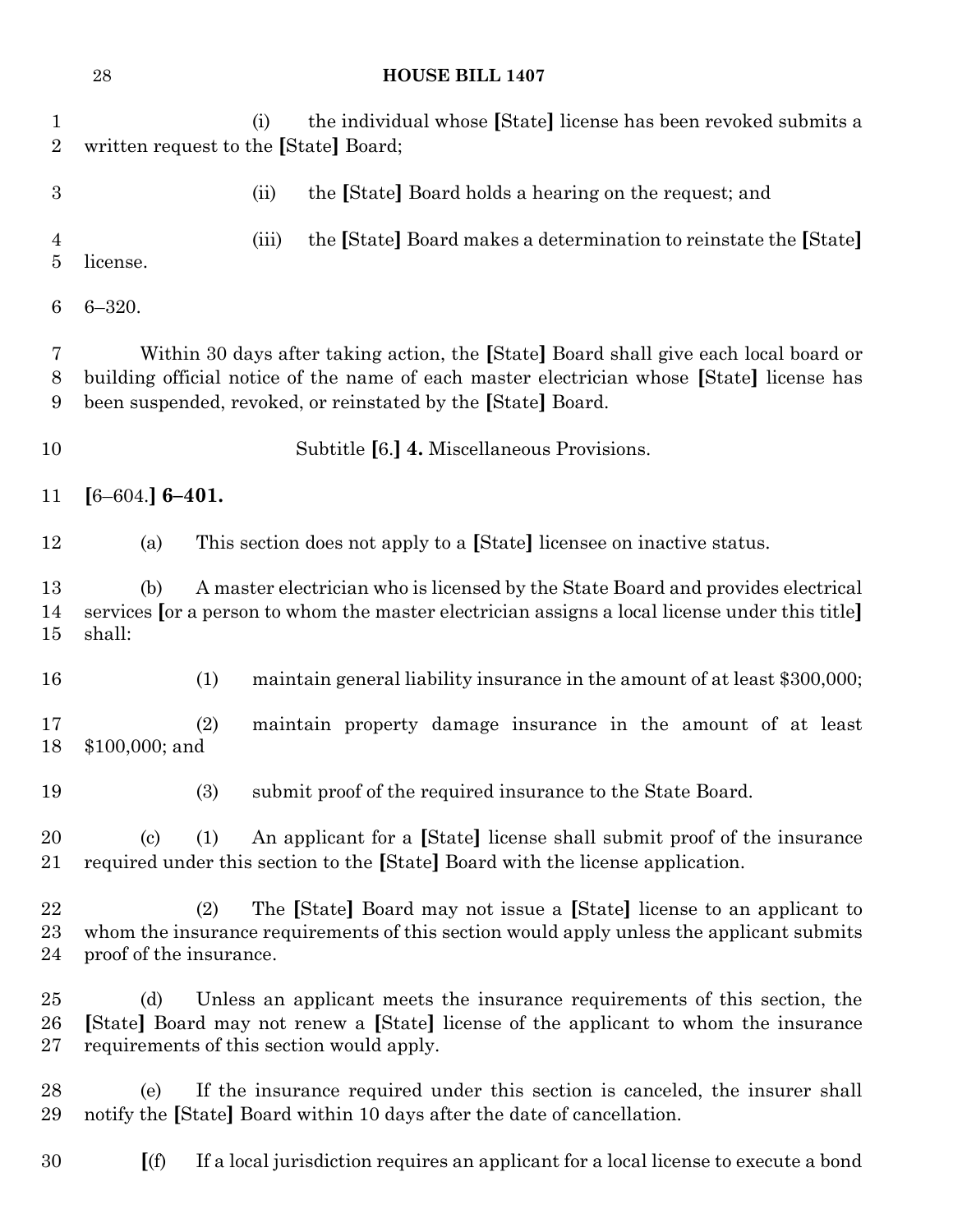(i) the individual whose [State] license has been revoked submits a written request to the [State] Board;

(ii) the [State] Board holds a hearing on the request; and

(iii) the [State] Board makes a determination to reinstate the [State] license.

6–320.

Within 30 days after taking action, the [State] Board shall give each local board or building official notice of the name of each master electrician whose [State] license has been suspended, revoked, or reinstated by the [State] Board.

Subtitle [6.] **4.** Miscellaneous Provisions.

[6–604.] **6–401.**

(a) This section does not apply to a [State] licensee on inactive status.

(b) A master electrician who is licensed by the State Board and provides electrical services [or a person to whom the master electrician assigns a local license under this title] shall:

(1) maintain general liability insurance in the amount of at least $300,000;

(2) maintain property damage insurance in the amount of at least $100,000; and

(3) submit proof of the required insurance to the State Board.

(c) (1) An applicant for a [State] license shall submit proof of the insurance required under this section to the [State] Board with the license application.

(2) The [State] Board may not issue a [State] license to an applicant to whom the insurance requirements of this section would apply unless the applicant submits proof of the insurance.

(d) Unless an applicant meets the insurance requirements of this section, the [State] Board may not renew a [State] license of the applicant to whom the insurance requirements of this section would apply.

(e) If the insurance required under this section is canceled, the insurer shall notify the [State] Board within 10 days after the date of cancellation.

[(f) If a local jurisdiction requires an applicant for a local license to execute a bond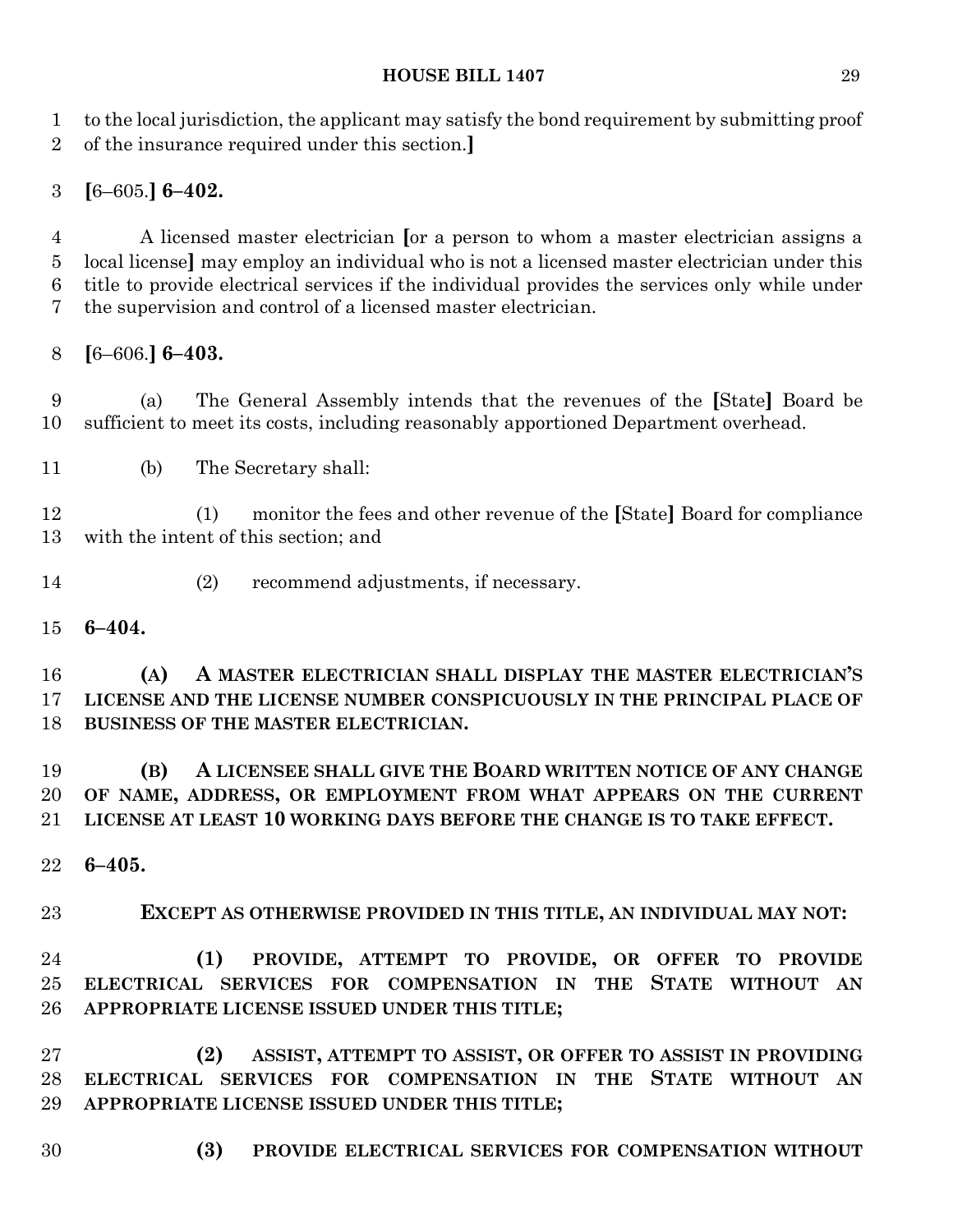to the local jurisdiction, the applicant may satisfy the bond requirement by submitting proof of the insurance required under this section.]

[6–605.] **6–402.**

A licensed master electrician [or a person to whom a master electrician assigns a local license] may employ an individual who is not a licensed master electrician under this title to provide electrical services if the individual provides the services only while under the supervision and control of a licensed master electrician.

[6–606.] **6–403.**

(a) The General Assembly intends that the revenues of the [State] Board be sufficient to meet its costs, including reasonably apportioned Department overhead.

(b) The Secretary shall:

(1) monitor the fees and other revenue of the [State] Board for compliance with the intent of this section; and

(2) recommend adjustments, if necessary.

**6–404.**

**(A) A MASTER ELECTRICIAN SHALL DISPLAY THE MASTER ELECTRICIAN'S LICENSE AND THE LICENSE NUMBER CONSPICUOUSLY IN THE PRINCIPAL PLACE OF BUSINESS OF THE MASTER ELECTRICIAN.**

**(B) A LICENSEE SHALL GIVE THE BOARD WRITTEN NOTICE OF ANY CHANGE OF NAME, ADDRESS, OR EMPLOYMENT FROM WHAT APPEARS ON THE CURRENT LICENSE AT LEAST 10 WORKING DAYS BEFORE THE CHANGE IS TO TAKE EFFECT.**

**6–405.**

**EXCEPT AS OTHERWISE PROVIDED IN THIS TITLE, AN INDIVIDUAL MAY NOT:**

**(1) PROVIDE, ATTEMPT TO PROVIDE, OR OFFER TO PROVIDE ELECTRICAL SERVICES FOR COMPENSATION IN THE STATE WITHOUT AN APPROPRIATE LICENSE ISSUED UNDER THIS TITLE;**

**(2) ASSIST, ATTEMPT TO ASSIST, OR OFFER TO ASSIST IN PROVIDING ELECTRICAL SERVICES FOR COMPENSATION IN THE STATE WITHOUT AN APPROPRIATE LICENSE ISSUED UNDER THIS TITLE;**

**(3) PROVIDE ELECTRICAL SERVICES FOR COMPENSATION WITHOUT**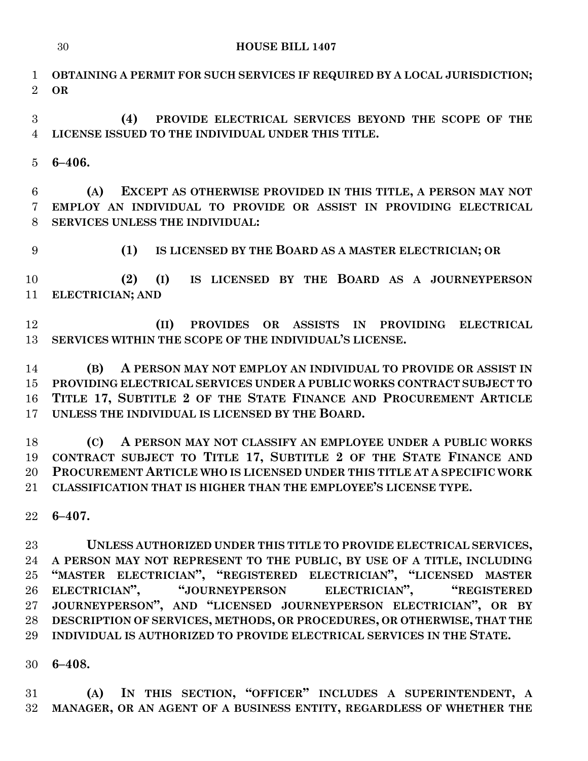**OBTAINING A PERMIT FOR SUCH SERVICES IF REQUIRED BY A LOCAL JURISDICTION; OR**

**(4) PROVIDE ELECTRICAL SERVICES BEYOND THE SCOPE OF THE LICENSE ISSUED TO THE INDIVIDUAL UNDER THIS TITLE.**

**6–406.**

**(A) EXCEPT AS OTHERWISE PROVIDED IN THIS TITLE, A PERSON MAY NOT EMPLOY AN INDIVIDUAL TO PROVIDE OR ASSIST IN PROVIDING ELECTRICAL SERVICES UNLESS THE INDIVIDUAL:**

**(1) IS LICENSED BY THE BOARD AS A MASTER ELECTRICIAN; OR**

**(2) (I) IS LICENSED BY THE BOARD AS A JOURNEYPERSON ELECTRICIAN; AND**

**(II) PROVIDES OR ASSISTS IN PROVIDING ELECTRICAL SERVICES WITHIN THE SCOPE OF THE INDIVIDUAL'S LICENSE.**

**(B) A PERSON MAY NOT EMPLOY AN INDIVIDUAL TO PROVIDE OR ASSIST IN PROVIDING ELECTRICAL SERVICES UNDER A PUBLIC WORKS CONTRACT SUBJECT TO TITLE 17, SUBTITLE 2 OF THE STATE FINANCE AND PROCUREMENT ARTICLE UNLESS THE INDIVIDUAL IS LICENSED BY THE BOARD.**

**(C) A PERSON MAY NOT CLASSIFY AN EMPLOYEE UNDER A PUBLIC WORKS CONTRACT SUBJECT TO TITLE 17, SUBTITLE 2 OF THE STATE FINANCE AND PROCUREMENT ARTICLE WHO IS LICENSED UNDER THIS TITLE AT A SPECIFIC WORK CLASSIFICATION THAT IS HIGHER THAN THE EMPLOYEE'S LICENSE TYPE.**

**6–407.**

**UNLESS AUTHORIZED UNDER THIS TITLE TO PROVIDE ELECTRICAL SERVICES, A PERSON MAY NOT REPRESENT TO THE PUBLIC, BY USE OF A TITLE, INCLUDING "MASTER ELECTRICIAN", "REGISTERED ELECTRICIAN", "LICENSED MASTER ELECTRICIAN", "JOURNEYPERSON ELECTRICIAN", "REGISTERED JOURNEYPERSON", AND "LICENSED JOURNEYPERSON ELECTRICIAN", OR BY DESCRIPTION OF SERVICES, METHODS, OR PROCEDURES, OR OTHERWISE, THAT THE INDIVIDUAL IS AUTHORIZED TO PROVIDE ELECTRICAL SERVICES IN THE STATE.**

**6–408.**

**(A) IN THIS SECTION, "OFFICER" INCLUDES A SUPERINTENDENT, A MANAGER, OR AN AGENT OF A BUSINESS ENTITY, REGARDLESS OF WHETHER THE**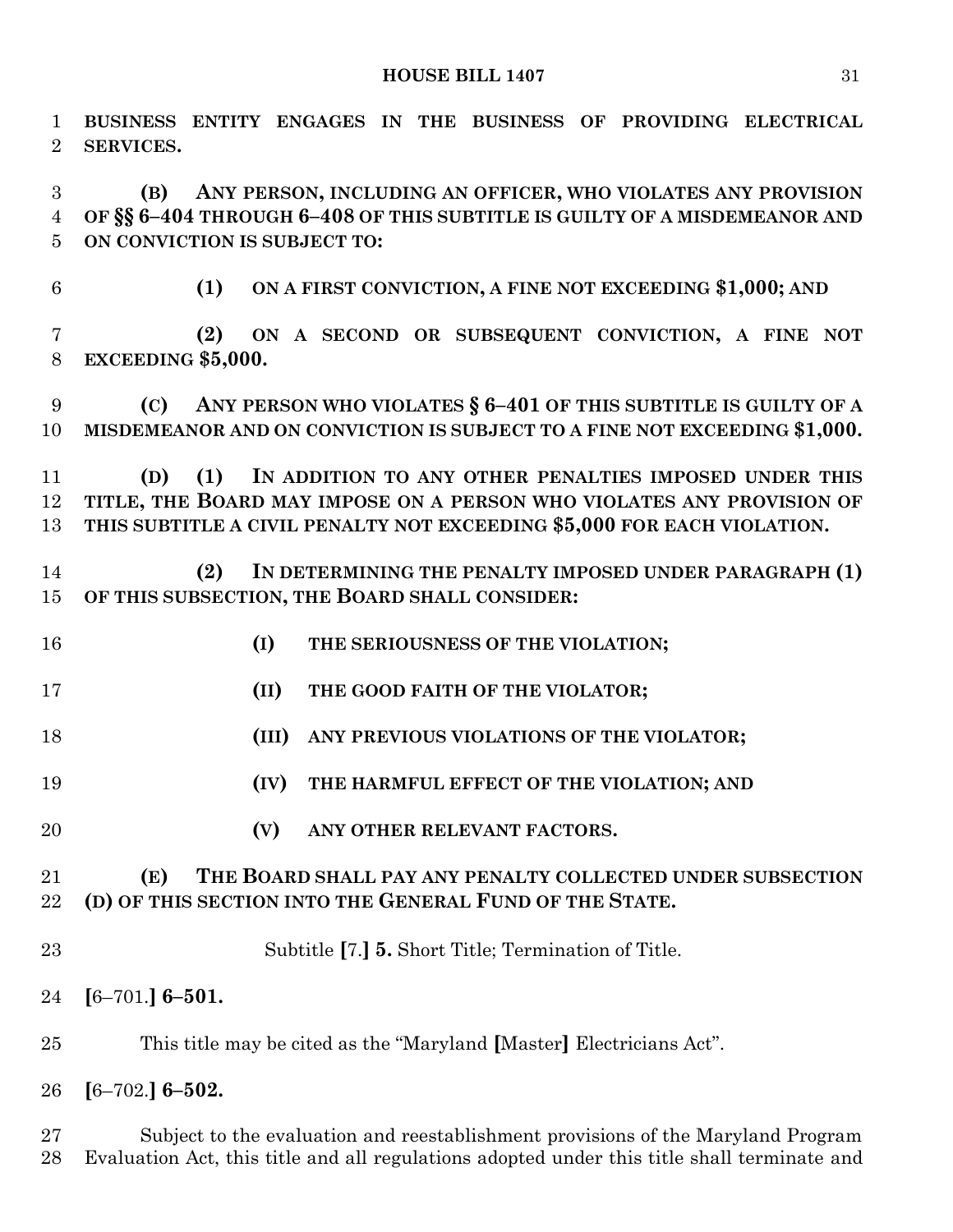**BUSINESS ENTITY ENGAGES IN THE BUSINESS OF PROVIDING ELECTRICAL SERVICES.**

**(B) ANY PERSON, INCLUDING AN OFFICER, WHO VIOLATES ANY PROVISION OF §§ 6–404 THROUGH 6–408 OF THIS SUBTITLE IS GUILTY OF A MISDEMEANOR AND ON CONVICTION IS SUBJECT TO:**

**(1) ON A FIRST CONVICTION, A FINE NOT EXCEEDING $1,000; AND**

**(2) ON A SECOND OR SUBSEQUENT CONVICTION, A FINE NOT EXCEEDING $5,000.**

**(C) ANY PERSON WHO VIOLATES § 6–401 OF THIS SUBTITLE IS GUILTY OF A MISDEMEANOR AND ON CONVICTION IS SUBJECT TO A FINE NOT EXCEEDING $1,000.**

**(D) (1) IN ADDITION TO ANY OTHER PENALTIES IMPOSED UNDER THIS TITLE, THE BOARD MAY IMPOSE ON A PERSON WHO VIOLATES ANY PROVISION OF THIS SUBTITLE A CIVIL PENALTY NOT EXCEEDING $5,000 FOR EACH VIOLATION.**

**(2) IN DETERMINING THE PENALTY IMPOSED UNDER PARAGRAPH (1) OF THIS SUBSECTION, THE BOARD SHALL CONSIDER:**

**(I) THE SERIOUSNESS OF THE VIOLATION;**

**(II) THE GOOD FAITH OF THE VIOLATOR;**

**(III) ANY PREVIOUS VIOLATIONS OF THE VIOLATOR;**

**(IV) THE HARMFUL EFFECT OF THE VIOLATION; AND**

**(V) ANY OTHER RELEVANT FACTORS.**

**(E) THE BOARD SHALL PAY ANY PENALTY COLLECTED UNDER SUBSECTION (D) OF THIS SECTION INTO THE GENERAL FUND OF THE STATE.**

Subtitle **[**7.**] 5.** Short Title; Termination of Title.

**[**6–701.**] 6–501.**

This title may be cited as the "Maryland **[**Master**]** Electricians Act".

**[**6–702.**] 6–502.**

Subject to the evaluation and reestablishment provisions of the Maryland Program Evaluation Act, this title and all regulations adopted under this title shall terminate and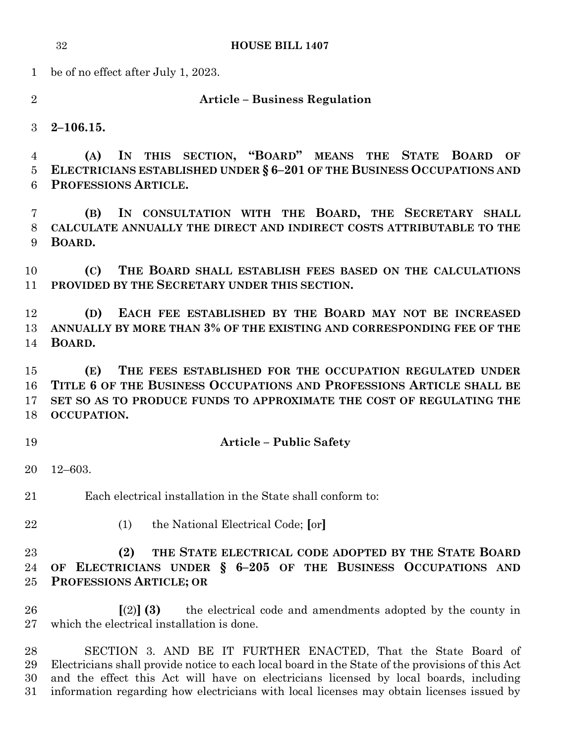be of no effect after July 1, 2023.

**Article – Business Regulation**

**2–106.15.**

**(A) IN THIS SECTION, "BOARD" MEANS THE STATE BOARD OF ELECTRICIANS ESTABLISHED UNDER § 6–201 OF THE BUSINESS OCCUPATIONS AND PROFESSIONS ARTICLE.**

**(B) IN CONSULTATION WITH THE BOARD, THE SECRETARY SHALL CALCULATE ANNUALLY THE DIRECT AND INDIRECT COSTS ATTRIBUTABLE TO THE BOARD.**

**(C) THE BOARD SHALL ESTABLISH FEES BASED ON THE CALCULATIONS PROVIDED BY THE SECRETARY UNDER THIS SECTION.**

**(D) EACH FEE ESTABLISHED BY THE BOARD MAY NOT BE INCREASED ANNUALLY BY MORE THAN 3% OF THE EXISTING AND CORRESPONDING FEE OF THE BOARD.**

**(E) THE FEES ESTABLISHED FOR THE OCCUPATION REGULATED UNDER TITLE 6 OF THE BUSINESS OCCUPATIONS AND PROFESSIONS ARTICLE SHALL BE SET SO AS TO PRODUCE FUNDS TO APPROXIMATE THE COST OF REGULATING THE OCCUPATION.**

**Article – Public Safety**

12–603.

Each electrical installation in the State shall conform to:

(1) the National Electrical Code; **[**or**]**

**(2) THE STATE ELECTRICAL CODE ADOPTED BY THE STATE BOARD OF ELECTRICIANS UNDER § 6–205 OF THE BUSINESS OCCUPATIONS AND PROFESSIONS ARTICLE; OR**

**[**(2)**] (3)** the electrical code and amendments adopted by the county in which the electrical installation is done.

SECTION 3. AND BE IT FURTHER ENACTED, That the State Board of Electricians shall provide notice to each local board in the State of the provisions of this Act and the effect this Act will have on electricians licensed by local boards, including information regarding how electricians with local licenses may obtain licenses issued by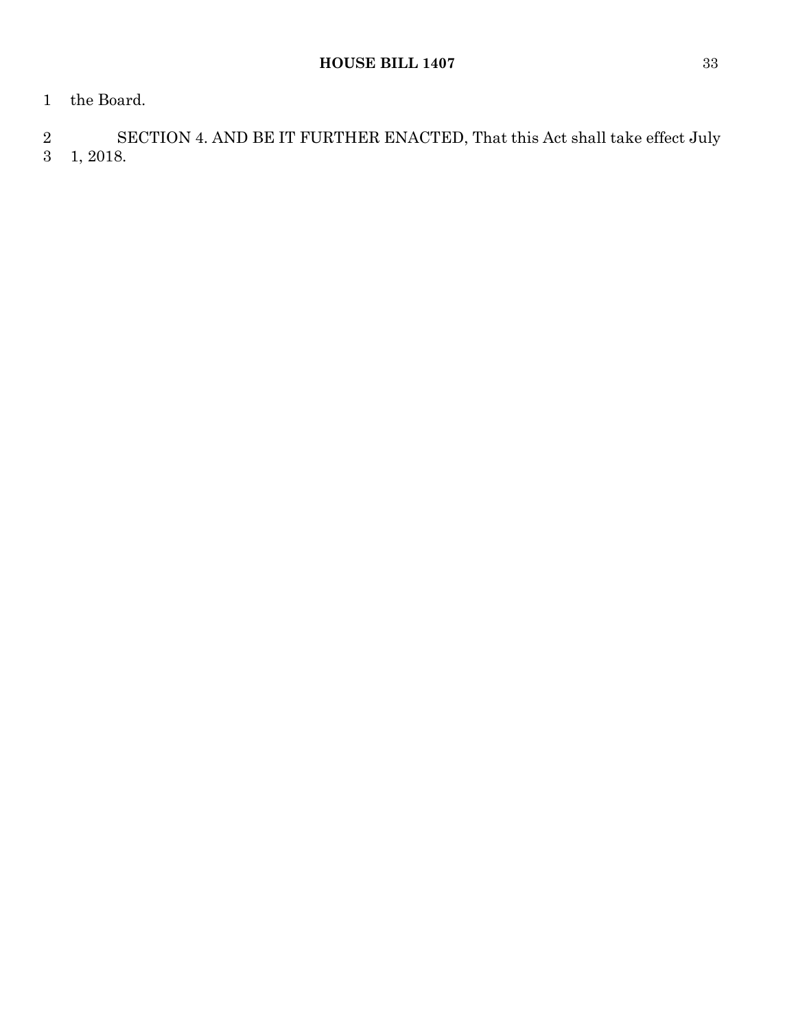the Board.

SECTION 4. AND BE IT FURTHER ENACTED, That this Act shall take effect July 1, 2018.